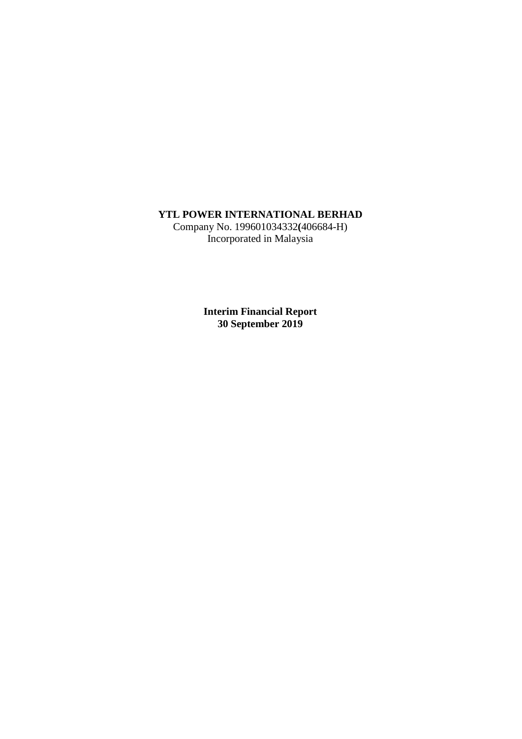**YTL POWER INTERNATIONAL BERHAD**
Company No. 199601034332(406684-H)
Incorporated in Malaysia

**Interim Financial Report**
**30 September 2019**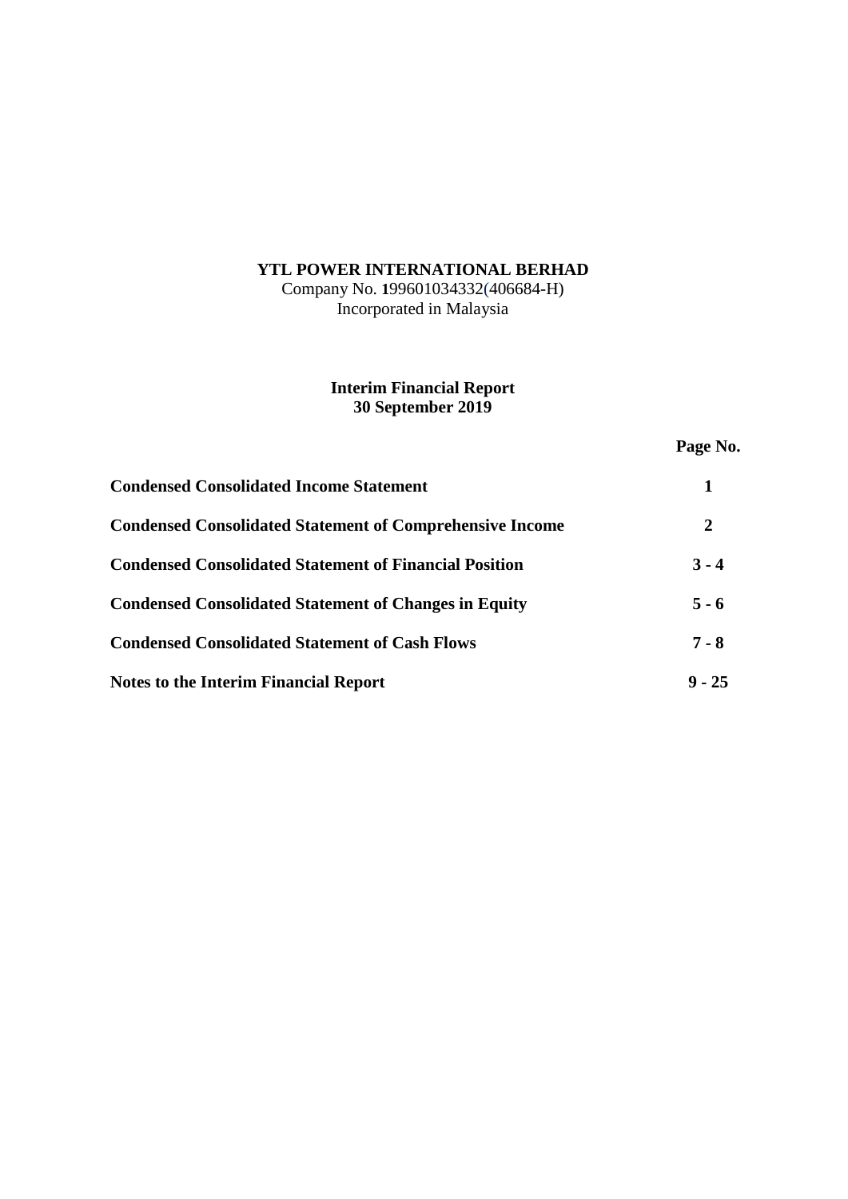**YTL POWER INTERNATIONAL BERHAD**
Company No. 199601034332(406684-H)
Incorporated in Malaysia

**Interim Financial Report**
**30 September 2019**

| | Page No. |
|---|---|
| **Condensed Consolidated Income Statement** | **1** |
| **Condensed Consolidated Statement of Comprehensive Income** | **2** |
| **Condensed Consolidated Statement of Financial Position** | **3 - 4** |
| **Condensed Consolidated Statement of Changes in Equity** | **5 - 6** |
| **Condensed Consolidated Statement of Cash Flows** | **7 - 8** |
| **Notes to the Interim Financial Report** | **9 - 25** |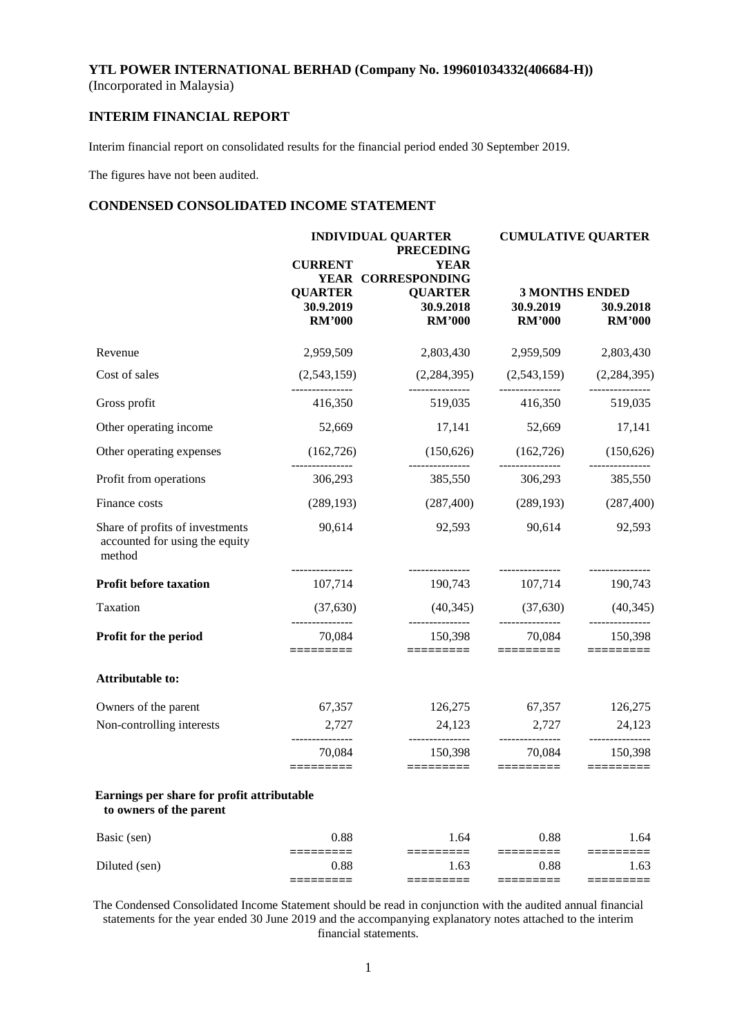**YTL POWER INTERNATIONAL BERHAD (Company No. 199601034332(406684-H))**
(Incorporated in Malaysia)

## INTERIM FINANCIAL REPORT

Interim financial report on consolidated results for the financial period ended 30 September 2019.

The figures have not been audited.

## CONDENSED CONSOLIDATED INCOME STATEMENT

| | INDIVIDUAL QUARTER | | CUMULATIVE QUARTER | |
|---|---|---|---|---|
| | CURRENT YEAR QUARTER | PRECEDING YEAR CORRESPONDING QUARTER | 3 MONTHS ENDED | |
| | 30.9.2019 | 30.9.2018 | 30.9.2019 | 30.9.2018 |
| | RM'000 | RM'000 | RM'000 | RM'000 |
| Revenue | 2,959,509 | 2,803,430 | 2,959,509 | 2,803,430 |
| Cost of sales | (2,543,159) | (2,284,395) | (2,543,159) | (2,284,395) |
| Gross profit | 416,350 | 519,035 | 416,350 | 519,035 |
| Other operating income | 52,669 | 17,141 | 52,669 | 17,141 |
| Other operating expenses | (162,726) | (150,626) | (162,726) | (150,626) |
| Profit from operations | 306,293 | 385,550 | 306,293 | 385,550 |
| Finance costs | (289,193) | (287,400) | (289,193) | (287,400) |
| Share of profits of investments accounted for using the equity method | 90,614 | 92,593 | 90,614 | 92,593 |
| **Profit before taxation** | 107,714 | 190,743 | 107,714 | 190,743 |
| Taxation | (37,630) | (40,345) | (37,630) | (40,345) |
| **Profit for the period** | 70,084 | 150,398 | 70,084 | 150,398 |
| **Attributable to:** | | | | |
| Owners of the parent | 67,357 | 126,275 | 67,357 | 126,275 |
| Non-controlling interests | 2,727 | 24,123 | 2,727 | 24,123 |
| | 70,084 | 150,398 | 70,084 | 150,398 |
| **Earnings per share for profit attributable to owners of the parent** | | | | |
| Basic (sen) | 0.88 | 1.64 | 0.88 | 1.64 |
| Diluted (sen) | 0.88 | 1.63 | 0.88 | 1.63 |

The Condensed Consolidated Income Statement should be read in conjunction with the audited annual financial statements for the year ended 30 June 2019 and the accompanying explanatory notes attached to the interim financial statements.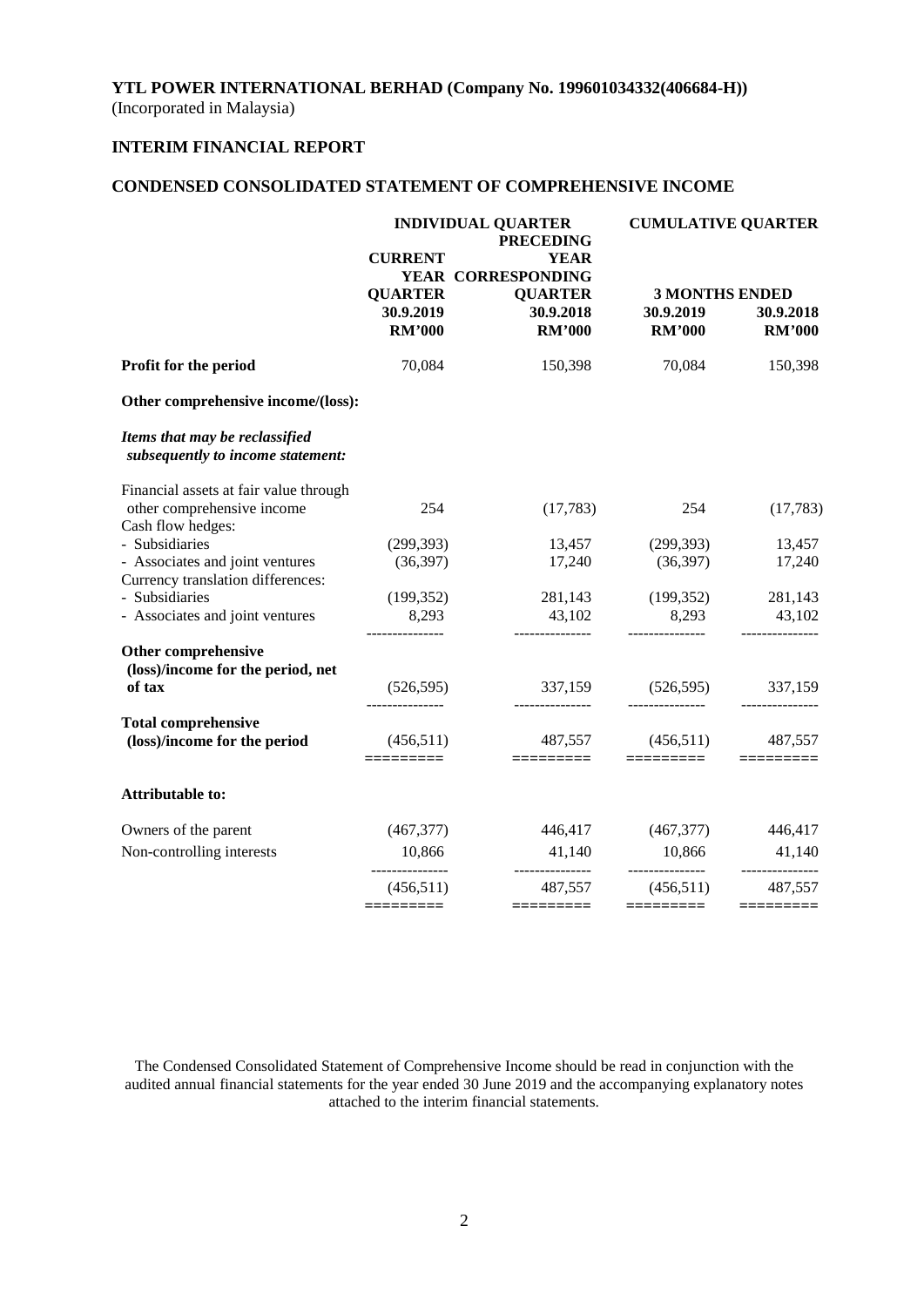# YTL POWER INTERNATIONAL BERHAD (Company No. 199601034332(406684-H))

(Incorporated in Malaysia)

## INTERIM FINANCIAL REPORT

## CONDENSED CONSOLIDATED STATEMENT OF COMPREHENSIVE INCOME

| | INDIVIDUAL QUARTER | | CUMULATIVE QUARTER | |
|---|---|---|---|---|
| | CURRENT YEAR QUARTER | PRECEDING YEAR CORRESPONDING QUARTER | 3 MONTHS ENDED | |
| | 30.9.2019 | 30.9.2018 | 30.9.2019 | 30.9.2018 |
| | RM'000 | RM'000 | RM'000 | RM'000 |
| **Profit for the period** | 70,084 | 150,398 | 70,084 | 150,398 |
| **Other comprehensive income/(loss):** | | | | |
| ***Items that may be reclassified subsequently to income statement:*** | | | | |
| Financial assets at fair value through other comprehensive income | 254 | (17,783) | 254 | (17,783) |
| Cash flow hedges: | | | | |
| - Subsidiaries | (299,393) | 13,457 | (299,393) | 13,457 |
| - Associates and joint ventures | (36,397) | 17,240 | (36,397) | 17,240 |
| Currency translation differences: | | | | |
| - Subsidiaries | (199,352) | 281,143 | (199,352) | 281,143 |
| - Associates and joint ventures | 8,293 | 43,102 | 8,293 | 43,102 |
| **Other comprehensive (loss)/income for the period, net of tax** | (526,595) | 337,159 | (526,595) | 337,159 |
| **Total comprehensive (loss)/income for the period** | (456,511) | 487,557 | (456,511) | 487,557 |
| **Attributable to:** | | | | |
| Owners of the parent | (467,377) | 446,417 | (467,377) | 446,417 |
| Non-controlling interests | 10,866 | 41,140 | 10,866 | 41,140 |
| | (456,511) | 487,557 | (456,511) | 487,557 |

The Condensed Consolidated Statement of Comprehensive Income should be read in conjunction with the audited annual financial statements for the year ended 30 June 2019 and the accompanying explanatory notes attached to the interim financial statements.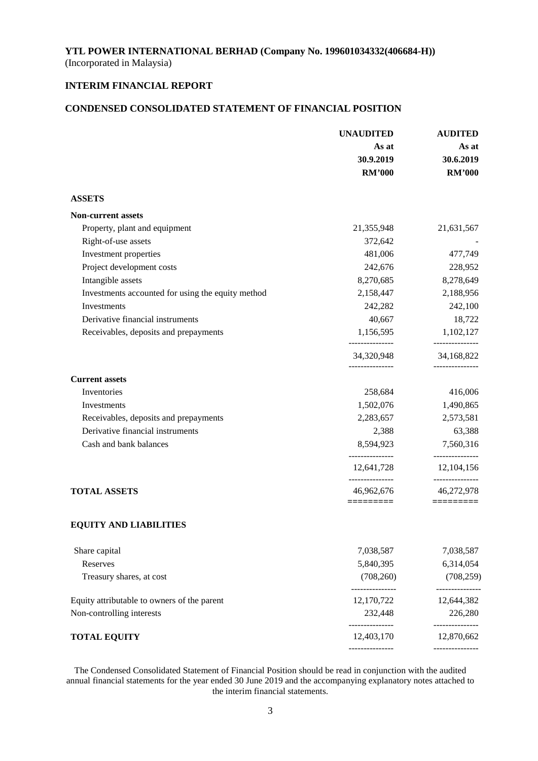**YTL POWER INTERNATIONAL BERHAD (Company No. 199601034332(406684-H))**
(Incorporated in Malaysia)

## INTERIM FINANCIAL REPORT

## CONDENSED CONSOLIDATED STATEMENT OF FINANCIAL POSITION

| | UNAUDITED As at 30.9.2019 RM'000 | AUDITED As at 30.6.2019 RM'000 |
|---|---|---|
| **ASSETS** | | |
| **Non-current assets** | | |
| Property, plant and equipment | 21,355,948 | 21,631,567 |
| Right-of-use assets | 372,642 | - |
| Investment properties | 481,006 | 477,749 |
| Project development costs | 242,676 | 228,952 |
| Intangible assets | 8,270,685 | 8,278,649 |
| Investments accounted for using the equity method | 2,158,447 | 2,188,956 |
| Investments | 242,282 | 242,100 |
| Derivative financial instruments | 40,667 | 18,722 |
| Receivables, deposits and prepayments | 1,156,595 | 1,102,127 |
| | 34,320,948 | 34,168,822 |
| **Current assets** | | |
| Inventories | 258,684 | 416,006 |
| Investments | 1,502,076 | 1,490,865 |
| Receivables, deposits and prepayments | 2,283,657 | 2,573,581 |
| Derivative financial instruments | 2,388 | 63,388 |
| Cash and bank balances | 8,594,923 | 7,560,316 |
| | 12,641,728 | 12,104,156 |
| **TOTAL ASSETS** | 46,962,676 | 46,272,978 |
| **EQUITY AND LIABILITIES** | | |
| Share capital | 7,038,587 | 7,038,587 |
| Reserves | 5,840,395 | 6,314,054 |
| Treasury shares, at cost | (708,260) | (708,259) |
| Equity attributable to owners of the parent | 12,170,722 | 12,644,382 |
| Non-controlling interests | 232,448 | 226,280 |
| **TOTAL EQUITY** | 12,403,170 | 12,870,662 |

The Condensed Consolidated Statement of Financial Position should be read in conjunction with the audited annual financial statements for the year ended 30 June 2019 and the accompanying explanatory notes attached to the interim financial statements.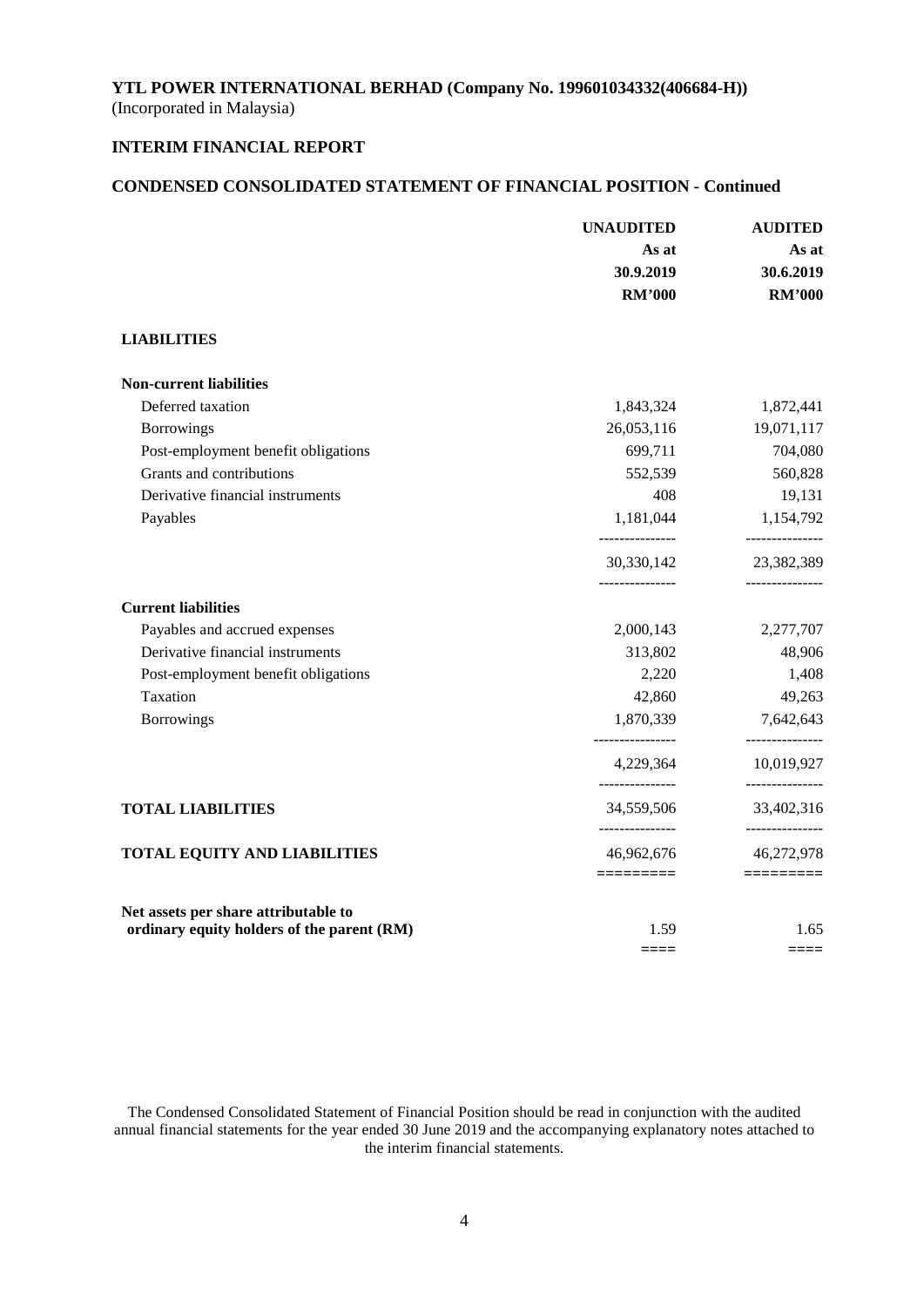**YTL POWER INTERNATIONAL BERHAD (Company No. 199601034332(406684-H))**
(Incorporated in Malaysia)

**INTERIM FINANCIAL REPORT**

**CONDENSED CONSOLIDATED STATEMENT OF FINANCIAL POSITION - Continued**

| | UNAUDITED As at 30.9.2019 RM'000 | AUDITED As at 30.6.2019 RM'000 |
|---|---|---|
| **LIABILITIES** | | |
| **Non-current liabilities** | | |
| Deferred taxation | 1,843,324 | 1,872,441 |
| Borrowings | 26,053,116 | 19,071,117 |
| Post-employment benefit obligations | 699,711 | 704,080 |
| Grants and contributions | 552,539 | 560,828 |
| Derivative financial instruments | 408 | 19,131 |
| Payables | 1,181,044 | 1,154,792 |
| | 30,330,142 | 23,382,389 |
| **Current liabilities** | | |
| Payables and accrued expenses | 2,000,143 | 2,277,707 |
| Derivative financial instruments | 313,802 | 48,906 |
| Post-employment benefit obligations | 2,220 | 1,408 |
| Taxation | 42,860 | 49,263 |
| Borrowings | 1,870,339 | 7,642,643 |
| | 4,229,364 | 10,019,927 |
| **TOTAL LIABILITIES** | 34,559,506 | 33,402,316 |
| **TOTAL EQUITY AND LIABILITIES** | 46,962,676 | 46,272,978 |
| **Net assets per share attributable to ordinary equity holders of the parent (RM)** | 1.59 | 1.65 |

The Condensed Consolidated Statement of Financial Position should be read in conjunction with the audited annual financial statements for the year ended 30 June 2019 and the accompanying explanatory notes attached to the interim financial statements.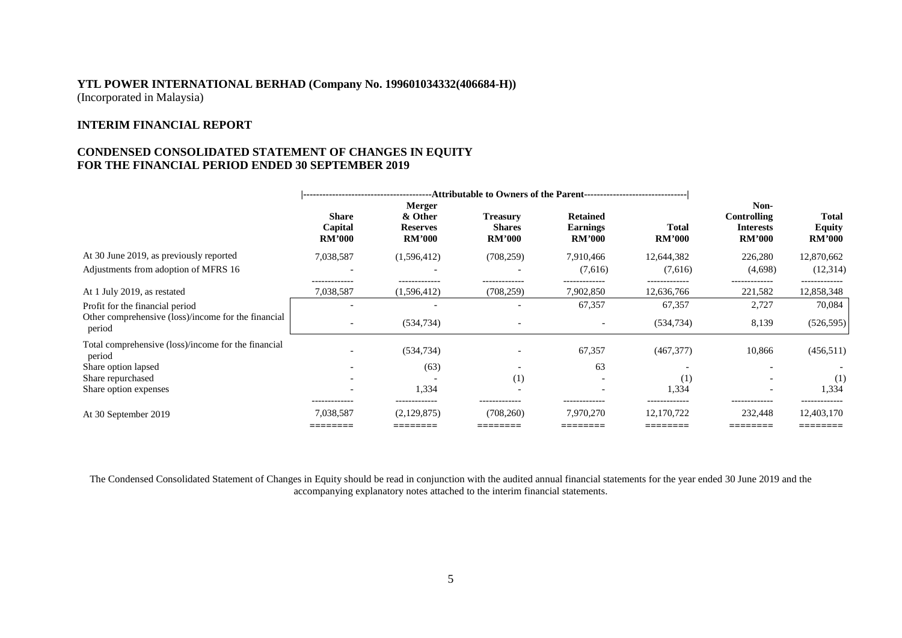**YTL POWER INTERNATIONAL BERHAD (Company No. 199601034332(406684-H))**
(Incorporated in Malaysia)

**INTERIM FINANCIAL REPORT**

**CONDENSED CONSOLIDATED STATEMENT OF CHANGES IN EQUITY**
**FOR THE FINANCIAL PERIOD ENDED 30 SEPTEMBER 2019**

| | Attributable to Owners of the Parent | | | | | | |
|---|---|---|---|---|---|---|---|
| | Share Capital RM'000 | Merger & Other Reserves RM'000 | Treasury Shares RM'000 | Retained Earnings RM'000 | Total RM'000 | Non-Controlling Interests RM'000 | Total Equity RM'000 |
| At 30 June 2019, as previously reported | 7,038,587 | (1,596,412) | (708,259) | 7,910,466 | 12,644,382 | 226,280 | 12,870,662 |
| Adjustments from adoption of MFRS 16 | - | - | - | (7,616) | (7,616) | (4,698) | (12,314) |
| At 1 July 2019, as restated | 7,038,587 | (1,596,412) | (708,259) | 7,902,850 | 12,636,766 | 221,582 | 12,858,348 |
| Profit for the financial period | - | - | - | 67,357 | 67,357 | 2,727 | 70,084 |
| Other comprehensive (loss)/income for the financial period | - | (534,734) | - | - | (534,734) | 8,139 | (526,595) |
| Total comprehensive (loss)/income for the financial period | - | (534,734) | - | 67,357 | (467,377) | 10,866 | (456,511) |
| Share option lapsed | - | (63) | - | 63 | - | - | - |
| Share repurchased | - | - | (1) | - | (1) | - | (1) |
| Share option expenses | - | 1,334 | - | - | 1,334 | - | 1,334 |
| At 30 September 2019 | 7,038,587 | (2,129,875) | (708,260) | 7,970,270 | 12,170,722 | 232,448 | 12,403,170 |

The Condensed Consolidated Statement of Changes in Equity should be read in conjunction with the audited annual financial statements for the year ended 30 June 2019 and the accompanying explanatory notes attached to the interim financial statements.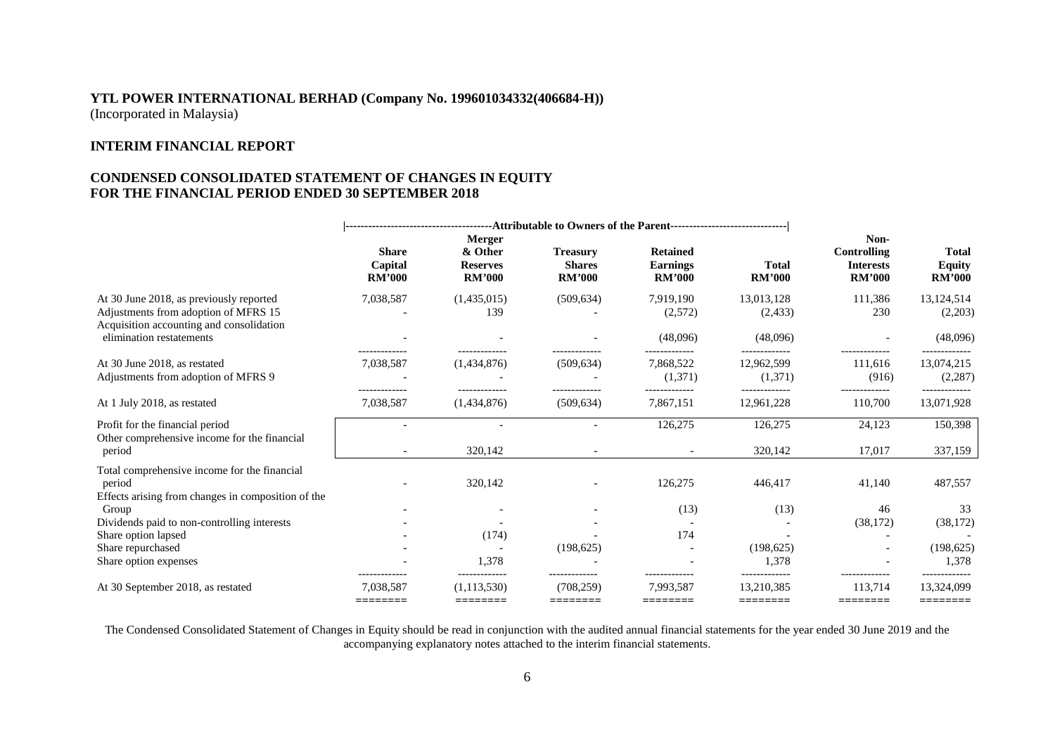**YTL POWER INTERNATIONAL BERHAD (Company No. 199601034332(406684-H))**
(Incorporated in Malaysia)

**INTERIM FINANCIAL REPORT**

**CONDENSED CONSOLIDATED STATEMENT OF CHANGES IN EQUITY FOR THE FINANCIAL PERIOD ENDED 30 SEPTEMBER 2018**

| | Attributable to Owners of the Parent | | | | | | |
|---|---|---|---|---|---|---|---|
| | **Share Capital RM'000** | **Merger & Other Reserves RM'000** | **Treasury Shares RM'000** | **Retained Earnings RM'000** | **Total RM'000** | **Non-Controlling Interests RM'000** | **Total Equity RM'000** |
| At 30 June 2018, as previously reported | 7,038,587 | (1,435,015) | (509,634) | 7,919,190 | 13,013,128 | 111,386 | 13,124,514 |
| Adjustments from adoption of MFRS 15 | - | 139 | - | (2,572) | (2,433) | 230 | (2,203) |
| Acquisition accounting and consolidation elimination restatements | - | - | - | (48,096) | (48,096) | - | (48,096) |
| At 30 June 2018, as restated | 7,038,587 | (1,434,876) | (509,634) | 7,868,522 | 12,962,599 | 111,616 | 13,074,215 |
| Adjustments from adoption of MFRS 9 | - | - | - | (1,371) | (1,371) | (916) | (2,287) |
| At 1 July 2018, as restated | 7,038,587 | (1,434,876) | (509,634) | 7,867,151 | 12,961,228 | 110,700 | 13,071,928 |
| Profit for the financial period | - | - | - | 126,275 | 126,275 | 24,123 | 150,398 |
| Other comprehensive income for the financial period | - | 320,142 | - | - | 320,142 | 17,017 | 337,159 |
| Total comprehensive income for the financial period | - | 320,142 | - | 126,275 | 446,417 | 41,140 | 487,557 |
| Effects arising from changes in composition of the Group | - | - | - | (13) | (13) | 46 | 33 |
| Dividends paid to non-controlling interests | - | - | - | - | - | (38,172) | (38,172) |
| Share option lapsed | - | (174) | - | 174 | - | - | - |
| Share repurchased | - | - | (198,625) | - | (198,625) | - | (198,625) |
| Share option expenses | - | 1,378 | - | - | 1,378 | - | 1,378 |
| At 30 September 2018, as restated | 7,038,587 | (1,113,530) | (708,259) | 7,993,587 | 13,210,385 | 113,714 | 13,324,099 |

The Condensed Consolidated Statement of Changes in Equity should be read in conjunction with the audited annual financial statements for the year ended 30 June 2019 and the accompanying explanatory notes attached to the interim financial statements.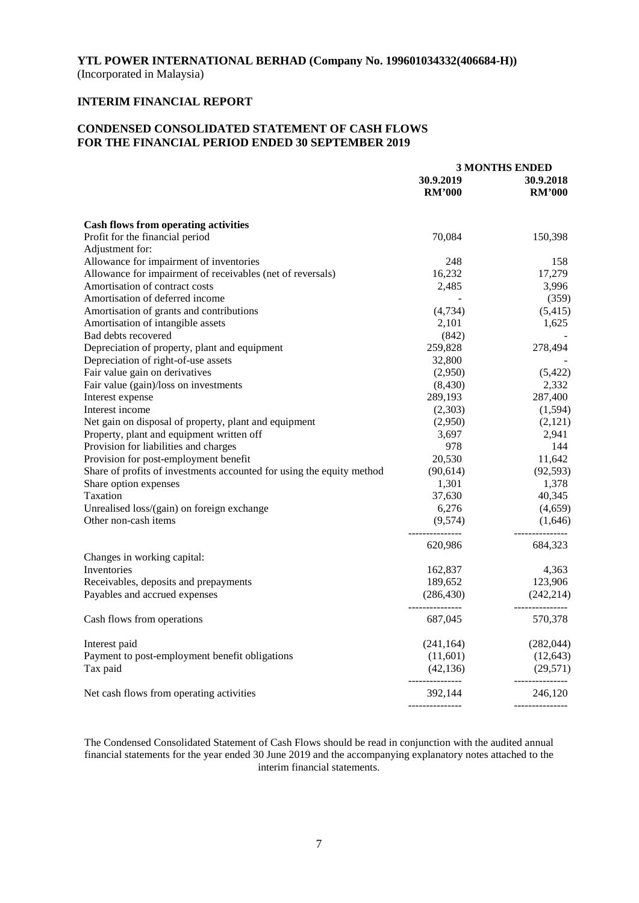**YTL POWER INTERNATIONAL BERHAD (Company No. 199601034332(406684-H))**
(Incorporated in Malaysia)

**INTERIM FINANCIAL REPORT**

**CONDENSED CONSOLIDATED STATEMENT OF CASH FLOWS**
**FOR THE FINANCIAL PERIOD ENDED 30 SEPTEMBER 2019**

| | 3 MONTHS ENDED | |
|---|---|---|
| | 30.9.2019 RM'000 | 30.9.2018 RM'000 |
| **Cash flows from operating activities** | | |
| Profit for the financial period | 70,084 | 150,398 |
| Adjustment for: | | |
| Allowance for impairment of inventories | 248 | 158 |
| Allowance for impairment of receivables (net of reversals) | 16,232 | 17,279 |
| Amortisation of contract costs | 2,485 | 3,996 |
| Amortisation of deferred income | - | (359) |
| Amortisation of grants and contributions | (4,734) | (5,415) |
| Amortisation of intangible assets | 2,101 | 1,625 |
| Bad debts recovered | (842) | - |
| Depreciation of property, plant and equipment | 259,828 | 278,494 |
| Depreciation of right-of-use assets | 32,800 | - |
| Fair value gain on derivatives | (2,950) | (5,422) |
| Fair value (gain)/loss on investments | (8,430) | 2,332 |
| Interest expense | 289,193 | 287,400 |
| Interest income | (2,303) | (1,594) |
| Net gain on disposal of property, plant and equipment | (2,950) | (2,121) |
| Property, plant and equipment written off | 3,697 | 2,941 |
| Provision for liabilities and charges | 978 | 144 |
| Provision for post-employment benefit | 20,530 | 11,642 |
| Share of profits of investments accounted for using the equity method | (90,614) | (92,593) |
| Share option expenses | 1,301 | 1,378 |
| Taxation | 37,630 | 40,345 |
| Unrealised loss/(gain) on foreign exchange | 6,276 | (4,659) |
| Other non-cash items | (9,574) | (1,646) |
| | 620,986 | 684,323 |
| Changes in working capital: | | |
| Inventories | 162,837 | 4,363 |
| Receivables, deposits and prepayments | 189,652 | 123,906 |
| Payables and accrued expenses | (286,430) | (242,214) |
| Cash flows from operations | 687,045 | 570,378 |
| Interest paid | (241,164) | (282,044) |
| Payment to post-employment benefit obligations | (11,601) | (12,643) |
| Tax paid | (42,136) | (29,571) |
| Net cash flows from operating activities | 392,144 | 246,120 |

The Condensed Consolidated Statement of Cash Flows should be read in conjunction with the audited annual financial statements for the year ended 30 June 2019 and the accompanying explanatory notes attached to the interim financial statements.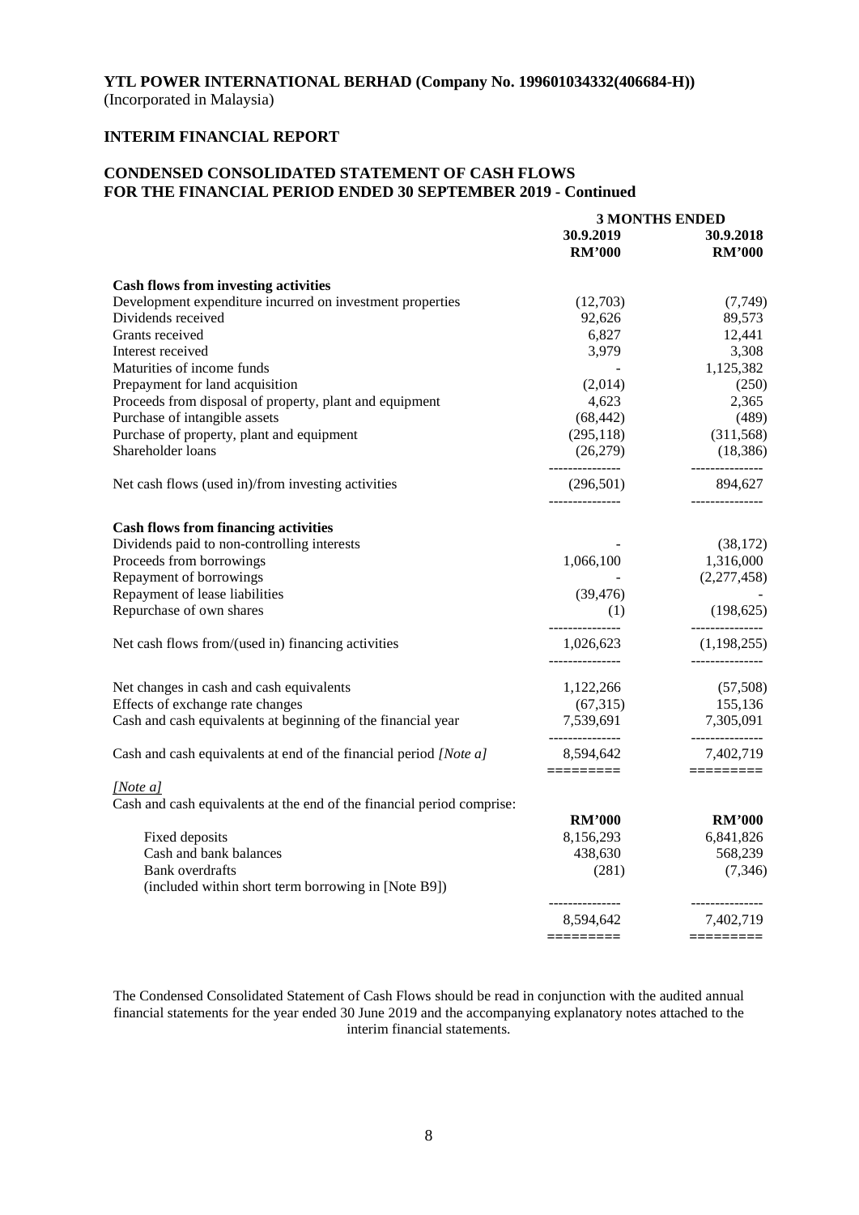**YTL POWER INTERNATIONAL BERHAD (Company No. 199601034332(406684-H))**
(Incorporated in Malaysia)

**INTERIM FINANCIAL REPORT**

**CONDENSED CONSOLIDATED STATEMENT OF CASH FLOWS**
**FOR THE FINANCIAL PERIOD ENDED 30 SEPTEMBER 2019 - Continued**

| | 3 MONTHS ENDED | |
|---|---|---|
| | **30.9.2019** | **30.9.2018** |
| | **RM'000** | **RM'000** |
| **Cash flows from investing activities** | | |
| Development expenditure incurred on investment properties | (12,703) | (7,749) |
| Dividends received | 92,626 | 89,573 |
| Grants received | 6,827 | 12,441 |
| Interest received | 3,979 | 3,308 |
| Maturities of income funds | - | 1,125,382 |
| Prepayment for land acquisition | (2,014) | (250) |
| Proceeds from disposal of property, plant and equipment | 4,623 | 2,365 |
| Purchase of intangible assets | (68,442) | (489) |
| Purchase of property, plant and equipment | (295,118) | (311,568) |
| Shareholder loans | (26,279) | (18,386) |
| Net cash flows (used in)/from investing activities | (296,501) | 894,627 |
| **Cash flows from financing activities** | | |
| Dividends paid to non-controlling interests | - | (38,172) |
| Proceeds from borrowings | 1,066,100 | 1,316,000 |
| Repayment of borrowings | - | (2,277,458) |
| Repayment of lease liabilities | (39,476) | - |
| Repurchase of own shares | (1) | (198,625) |
| Net cash flows from/(used in) financing activities | 1,026,623 | (1,198,255) |
| Net changes in cash and cash equivalents | 1,122,266 | (57,508) |
| Effects of exchange rate changes | (67,315) | 155,136 |
| Cash and cash equivalents at beginning of the financial year | 7,539,691 | 7,305,091 |
| Cash and cash equivalents at end of the financial period *[Note a]* | 8,594,642 | 7,402,719 |

*[Note a]*
Cash and cash equivalents at the end of the financial period comprise:

| | **RM'000** | **RM'000** |
|---|---|---|
| Fixed deposits | 8,156,293 | 6,841,826 |
| Cash and bank balances | 438,630 | 568,239 |
| Bank overdrafts (included within short term borrowing in [Note B9]) | (281) | (7,346) |
| | 8,594,642 | 7,402,719 |

The Condensed Consolidated Statement of Cash Flows should be read in conjunction with the audited annual financial statements for the year ended 30 June 2019 and the accompanying explanatory notes attached to the interim financial statements.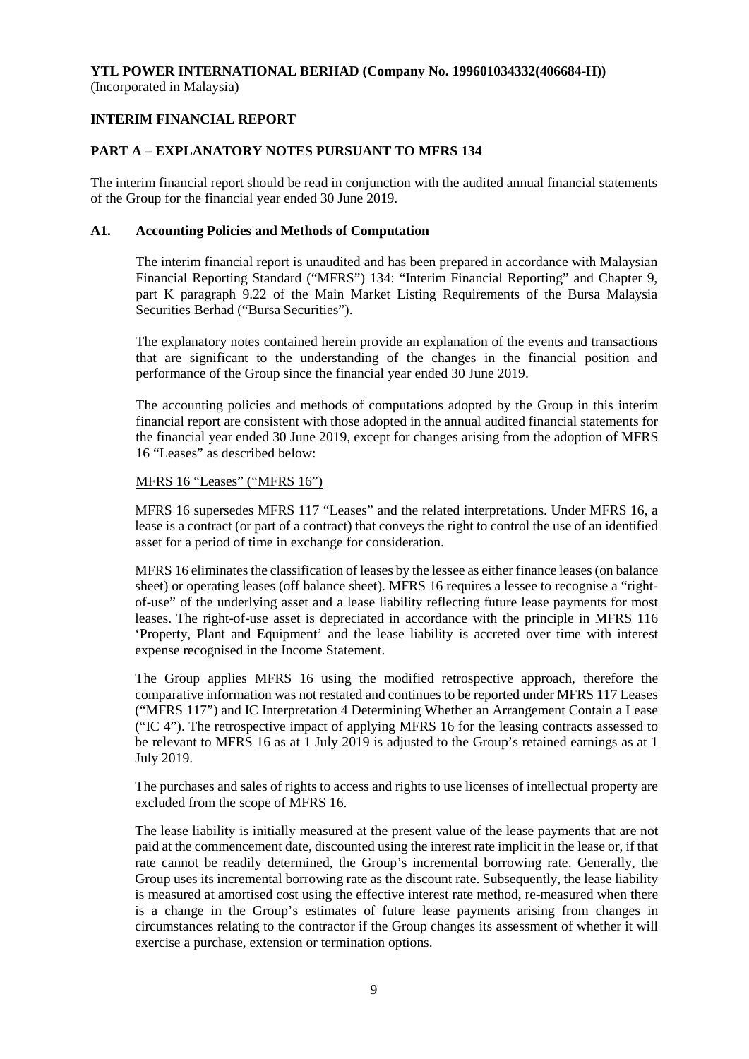**YTL POWER INTERNATIONAL BERHAD (Company No. 199601034332(406684-H))**
(Incorporated in Malaysia)

**INTERIM FINANCIAL REPORT**

**PART A – EXPLANATORY NOTES PURSUANT TO MFRS 134**

The interim financial report should be read in conjunction with the audited annual financial statements of the Group for the financial year ended 30 June 2019.

**A1. Accounting Policies and Methods of Computation**

The interim financial report is unaudited and has been prepared in accordance with Malaysian Financial Reporting Standard ("MFRS") 134: "Interim Financial Reporting" and Chapter 9, part K paragraph 9.22 of the Main Market Listing Requirements of the Bursa Malaysia Securities Berhad ("Bursa Securities").

The explanatory notes contained herein provide an explanation of the events and transactions that are significant to the understanding of the changes in the financial position and performance of the Group since the financial year ended 30 June 2019.

The accounting policies and methods of computations adopted by the Group in this interim financial report are consistent with those adopted in the annual audited financial statements for the financial year ended 30 June 2019, except for changes arising from the adoption of MFRS 16 "Leases" as described below:

<u>MFRS 16 "Leases" ("MFRS 16")</u>

MFRS 16 supersedes MFRS 117 "Leases" and the related interpretations. Under MFRS 16, a lease is a contract (or part of a contract) that conveys the right to control the use of an identified asset for a period of time in exchange for consideration.

MFRS 16 eliminates the classification of leases by the lessee as either finance leases (on balance sheet) or operating leases (off balance sheet). MFRS 16 requires a lessee to recognise a "right-of-use" of the underlying asset and a lease liability reflecting future lease payments for most leases. The right-of-use asset is depreciated in accordance with the principle in MFRS 116 'Property, Plant and Equipment' and the lease liability is accreted over time with interest expense recognised in the Income Statement.

The Group applies MFRS 16 using the modified retrospective approach, therefore the comparative information was not restated and continues to be reported under MFRS 117 Leases ("MFRS 117") and IC Interpretation 4 Determining Whether an Arrangement Contain a Lease ("IC 4"). The retrospective impact of applying MFRS 16 for the leasing contracts assessed to be relevant to MFRS 16 as at 1 July 2019 is adjusted to the Group's retained earnings as at 1 July 2019.

The purchases and sales of rights to access and rights to use licenses of intellectual property are excluded from the scope of MFRS 16.

The lease liability is initially measured at the present value of the lease payments that are not paid at the commencement date, discounted using the interest rate implicit in the lease or, if that rate cannot be readily determined, the Group's incremental borrowing rate. Generally, the Group uses its incremental borrowing rate as the discount rate. Subsequently, the lease liability is measured at amortised cost using the effective interest rate method, re-measured when there is a change in the Group's estimates of future lease payments arising from changes in circumstances relating to the contractor if the Group changes its assessment of whether it will exercise a purchase, extension or termination options.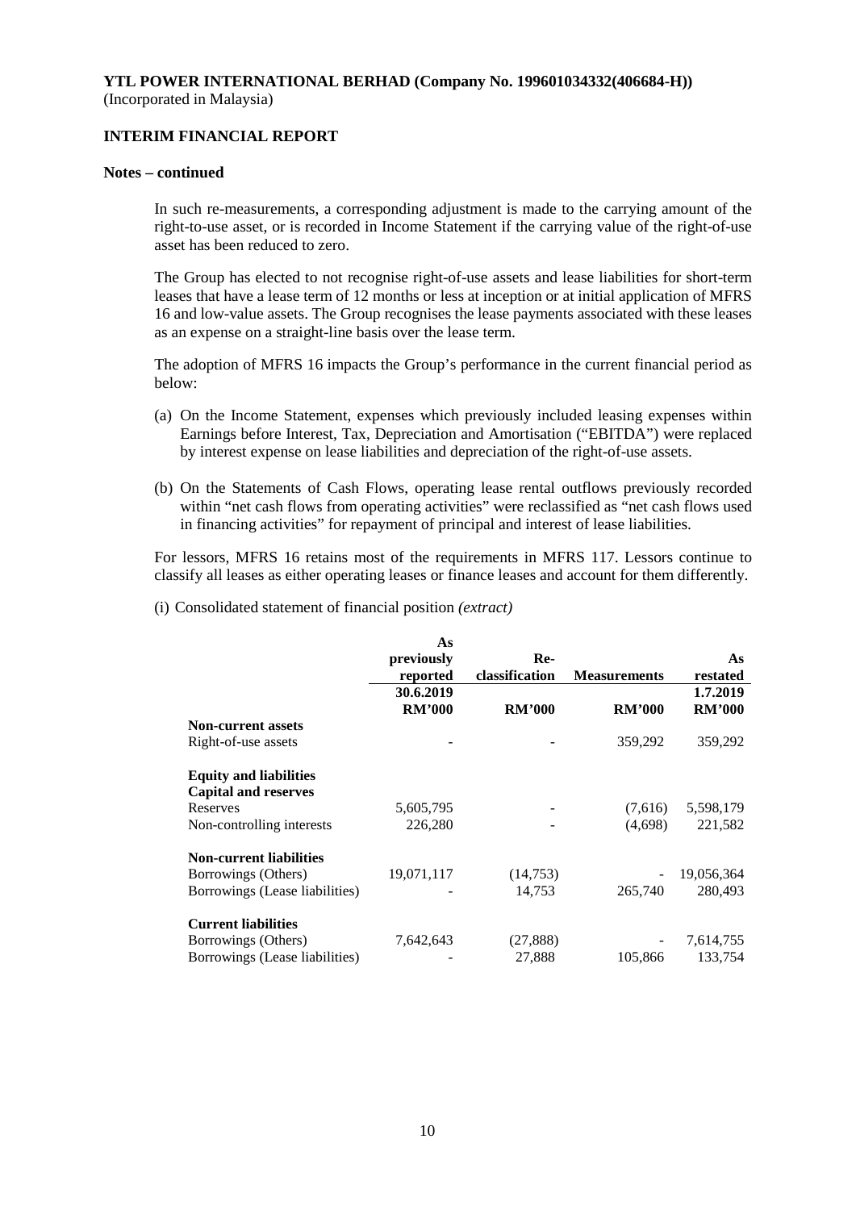**YTL POWER INTERNATIONAL BERHAD (Company No. 199601034332(406684-H))**
(Incorporated in Malaysia)

**INTERIM FINANCIAL REPORT**

**Notes – continued**

In such re-measurements, a corresponding adjustment is made to the carrying amount of the right-to-use asset, or is recorded in Income Statement if the carrying value of the right-of-use asset has been reduced to zero.

The Group has elected to not recognise right-of-use assets and lease liabilities for short-term leases that have a lease term of 12 months or less at inception or at initial application of MFRS 16 and low-value assets. The Group recognises the lease payments associated with these leases as an expense on a straight-line basis over the lease term.

The adoption of MFRS 16 impacts the Group's performance in the current financial period as below:

(a) On the Income Statement, expenses which previously included leasing expenses within Earnings before Interest, Tax, Depreciation and Amortisation ("EBITDA") were replaced by interest expense on lease liabilities and depreciation of the right-of-use assets.

(b) On the Statements of Cash Flows, operating lease rental outflows previously recorded within "net cash flows from operating activities" were reclassified as "net cash flows used in financing activities" for repayment of principal and interest of lease liabilities.

For lessors, MFRS 16 retains most of the requirements in MFRS 117. Lessors continue to classify all leases as either operating leases or finance leases and account for them differently.

(i) Consolidated statement of financial position *(extract)*

| | As previously reported 30.6.2019 RM'000 | Re-classification RM'000 | Measurements RM'000 | As restated 1.7.2019 RM'000 |
|---|---|---|---|---|
| **Non-current assets** | | | | |
| Right-of-use assets | - | - | 359,292 | 359,292 |
| | | | | |
| **Equity and liabilities** | | | | |
| **Capital and reserves** | | | | |
| Reserves | 5,605,795 | - | (7,616) | 5,598,179 |
| Non-controlling interests | 226,280 | - | (4,698) | 221,582 |
| | | | | |
| **Non-current liabilities** | | | | |
| Borrowings (Others) | 19,071,117 | (14,753) | - | 19,056,364 |
| Borrowings (Lease liabilities) | - | 14,753 | 265,740 | 280,493 |
| | | | | |
| **Current liabilities** | | | | |
| Borrowings (Others) | 7,642,643 | (27,888) | - | 7,614,755 |
| Borrowings (Lease liabilities) | - | 27,888 | 105,866 | 133,754 |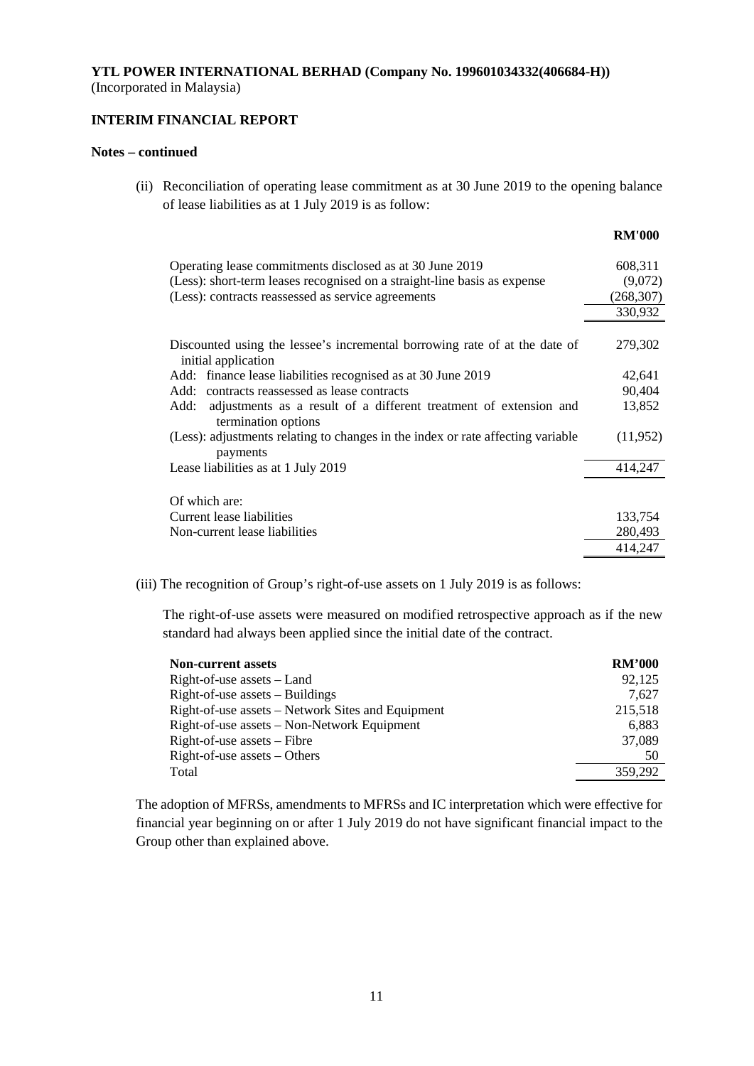**YTL POWER INTERNATIONAL BERHAD (Company No. 199601034332(406684-H))**
(Incorporated in Malaysia)

**INTERIM FINANCIAL REPORT**

**Notes – continued**

(ii) Reconciliation of operating lease commitment as at 30 June 2019 to the opening balance of lease liabilities as at 1 July 2019 is as follow:

| | **RM'000** |
|---|---|
| Operating lease commitments disclosed as at 30 June 2019 | 608,311 |
| (Less): short-term leases recognised on a straight-line basis as expense | (9,072) |
| (Less): contracts reassessed as service agreements | (268,307) |
| | 330,932 |
| | |
| Discounted using the lessee's incremental borrowing rate of at the date of initial application | 279,302 |
| Add: finance lease liabilities recognised as at 30 June 2019 | 42,641 |
| Add: contracts reassessed as lease contracts | 90,404 |
| Add: adjustments as a result of a different treatment of extension and termination options | 13,852 |
| (Less): adjustments relating to changes in the index or rate affecting variable payments | (11,952) |
| Lease liabilities as at 1 July 2019 | 414,247 |
| | |
| Of which are: | |
| Current lease liabilities | 133,754 |
| Non-current lease liabilities | 280,493 |
| | 414,247 |

(iii) The recognition of Group's right-of-use assets on 1 July 2019 is as follows:

The right-of-use assets were measured on modified retrospective approach as if the new standard had always been applied since the initial date of the contract.

| **Non-current assets** | **RM'000** |
|---|---|
| Right-of-use assets – Land | 92,125 |
| Right-of-use assets – Buildings | 7,627 |
| Right-of-use assets – Network Sites and Equipment | 215,518 |
| Right-of-use assets – Non-Network Equipment | 6,883 |
| Right-of-use assets – Fibre | 37,089 |
| Right-of-use assets – Others | 50 |
| Total | 359,292 |

The adoption of MFRSs, amendments to MFRSs and IC interpretation which were effective for financial year beginning on or after 1 July 2019 do not have significant financial impact to the Group other than explained above.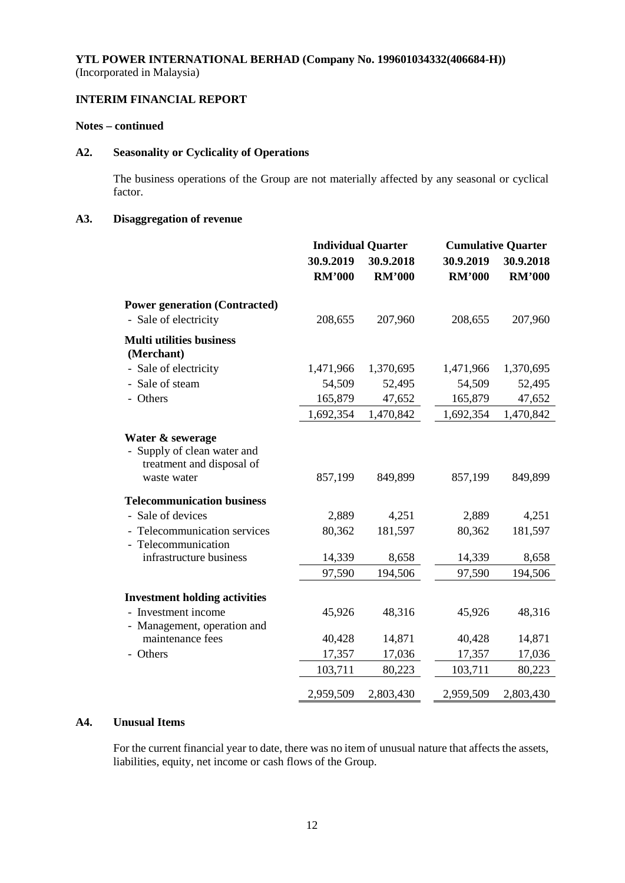**YTL POWER INTERNATIONAL BERHAD (Company No. 199601034332(406684-H))**
(Incorporated in Malaysia)

**INTERIM FINANCIAL REPORT**

**Notes – continued**

## A2. Seasonality or Cyclicality of Operations

The business operations of the Group are not materially affected by any seasonal or cyclical factor.

## A3. Disaggregation of revenue

| | Individual Quarter | | Cumulative Quarter | |
|---|---|---|---|---|
| | 30.9.2019 RM'000 | 30.9.2018 RM'000 | 30.9.2019 RM'000 | 30.9.2018 RM'000 |
| **Power generation (Contracted)** | | | | |
| - Sale of electricity | 208,655 | 207,960 | 208,655 | 207,960 |
| **Multi utilities business (Merchant)** | | | | |
| - Sale of electricity | 1,471,966 | 1,370,695 | 1,471,966 | 1,370,695 |
| - Sale of steam | 54,509 | 52,495 | 54,509 | 52,495 |
| - Others | 165,879 | 47,652 | 165,879 | 47,652 |
| | 1,692,354 | 1,470,842 | 1,692,354 | 1,470,842 |
| **Water & sewerage** | | | | |
| - Supply of clean water and treatment and disposal of waste water | 857,199 | 849,899 | 857,199 | 849,899 |
| **Telecommunication business** | | | | |
| - Sale of devices | 2,889 | 4,251 | 2,889 | 4,251 |
| - Telecommunication services | 80,362 | 181,597 | 80,362 | 181,597 |
| - Telecommunication infrastructure business | 14,339 | 8,658 | 14,339 | 8,658 |
| | 97,590 | 194,506 | 97,590 | 194,506 |
| **Investment holding activities** | | | | |
| - Investment income | 45,926 | 48,316 | 45,926 | 48,316 |
| - Management, operation and maintenance fees | 40,428 | 14,871 | 40,428 | 14,871 |
| - Others | 17,357 | 17,036 | 17,357 | 17,036 |
| | 103,711 | 80,223 | 103,711 | 80,223 |
| | 2,959,509 | 2,803,430 | 2,959,509 | 2,803,430 |

## A4. Unusual Items

For the current financial year to date, there was no item of unusual nature that affects the assets, liabilities, equity, net income or cash flows of the Group.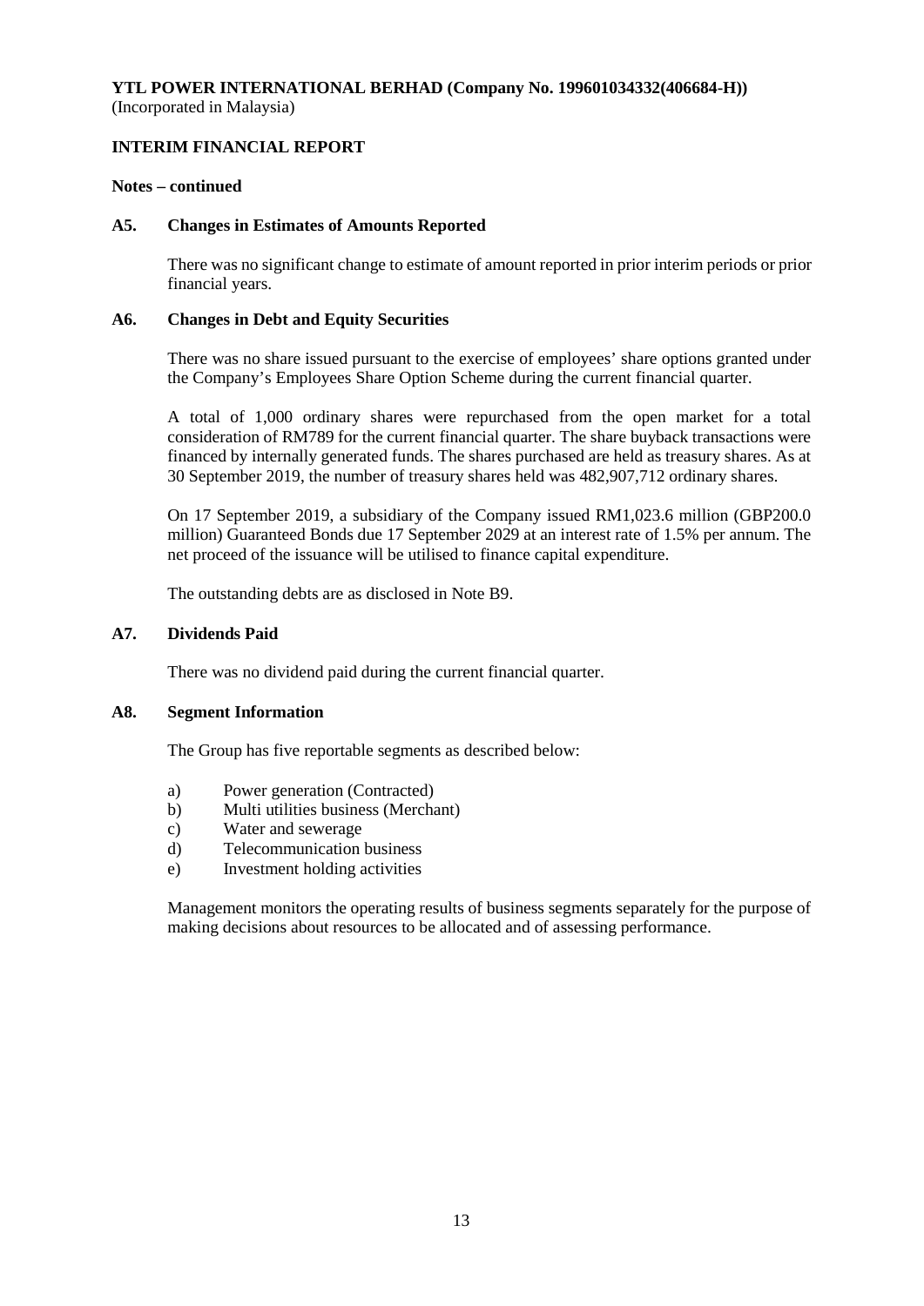**YTL POWER INTERNATIONAL BERHAD (Company No. 199601034332(406684-H))**
(Incorporated in Malaysia)

**INTERIM FINANCIAL REPORT**

**Notes – continued**

### A5. Changes in Estimates of Amounts Reported

There was no significant change to estimate of amount reported in prior interim periods or prior financial years.

### A6. Changes in Debt and Equity Securities

There was no share issued pursuant to the exercise of employees' share options granted under the Company's Employees Share Option Scheme during the current financial quarter.

A total of 1,000 ordinary shares were repurchased from the open market for a total consideration of RM789 for the current financial quarter. The share buyback transactions were financed by internally generated funds. The shares purchased are held as treasury shares. As at 30 September 2019, the number of treasury shares held was 482,907,712 ordinary shares.

On 17 September 2019, a subsidiary of the Company issued RM1,023.6 million (GBP200.0 million) Guaranteed Bonds due 17 September 2029 at an interest rate of 1.5% per annum. The net proceed of the issuance will be utilised to finance capital expenditure.

The outstanding debts are as disclosed in Note B9.

### A7. Dividends Paid

There was no dividend paid during the current financial quarter.

### A8. Segment Information

The Group has five reportable segments as described below:

a) Power generation (Contracted)
b) Multi utilities business (Merchant)
c) Water and sewerage
d) Telecommunication business
e) Investment holding activities

Management monitors the operating results of business segments separately for the purpose of making decisions about resources to be allocated and of assessing performance.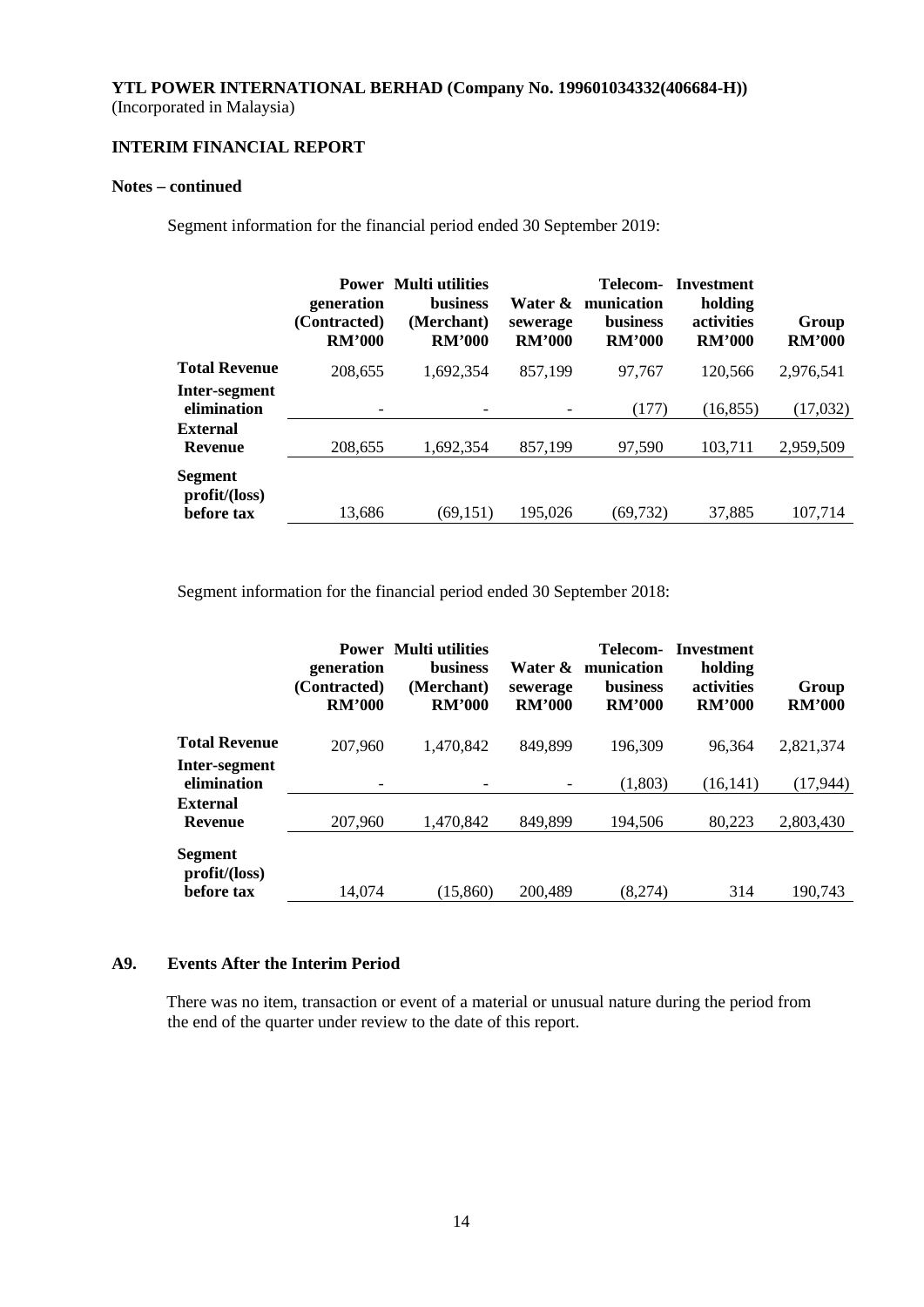**YTL POWER INTERNATIONAL BERHAD (Company No. 199601034332(406684-H))**
(Incorporated in Malaysia)

**INTERIM FINANCIAL REPORT**

**Notes – continued**

Segment information for the financial period ended 30 September 2019:

| | Power generation (Contracted) RM'000 | Multi utilities business (Merchant) RM'000 | Water & sewerage RM'000 | Telecom-munication business RM'000 | Investment holding activities RM'000 | Group RM'000 |
|---|---|---|---|---|---|---|
| **Total Revenue** | 208,655 | 1,692,354 | 857,199 | 97,767 | 120,566 | 2,976,541 |
| **Inter-segment elimination** | - | - | - | (177) | (16,855) | (17,032) |
| **External Revenue** | 208,655 | 1,692,354 | 857,199 | 97,590 | 103,711 | 2,959,509 |
| **Segment profit/(loss) before tax** | 13,686 | (69,151) | 195,026 | (69,732) | 37,885 | 107,714 |

Segment information for the financial period ended 30 September 2018:

| | Power generation (Contracted) RM'000 | Multi utilities business (Merchant) RM'000 | Water & sewerage RM'000 | Telecom-munication business RM'000 | Investment holding activities RM'000 | Group RM'000 |
|---|---|---|---|---|---|---|
| **Total Revenue** | 207,960 | 1,470,842 | 849,899 | 196,309 | 96,364 | 2,821,374 |
| **Inter-segment elimination** | - | - | - | (1,803) | (16,141) | (17,944) |
| **External Revenue** | 207,960 | 1,470,842 | 849,899 | 194,506 | 80,223 | 2,803,430 |
| **Segment profit/(loss) before tax** | 14,074 | (15,860) | 200,489 | (8,274) | 314 | 190,743 |

### A9. Events After the Interim Period

There was no item, transaction or event of a material or unusual nature during the period from the end of the quarter under review to the date of this report.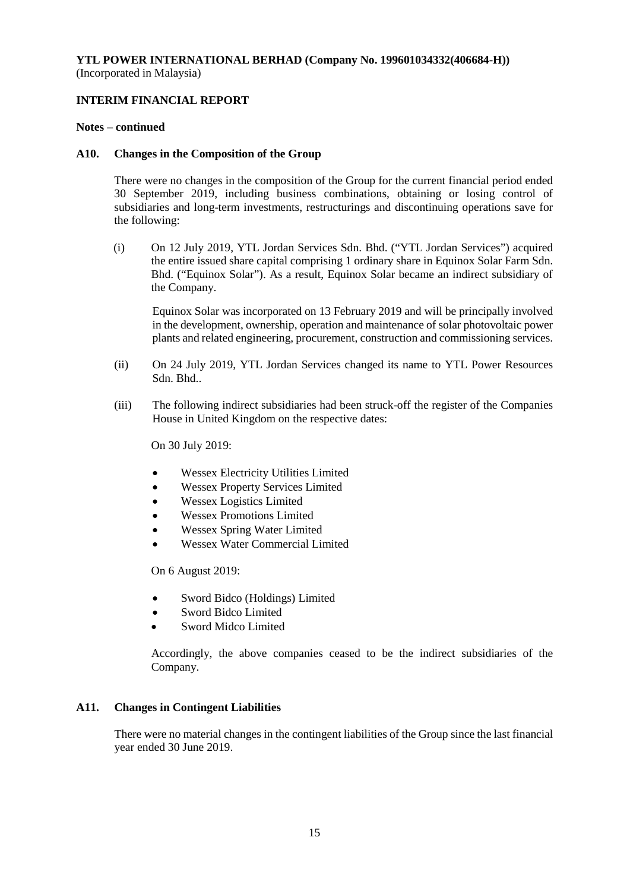**YTL POWER INTERNATIONAL BERHAD (Company No. 199601034332(406684-H))**
(Incorporated in Malaysia)

**INTERIM FINANCIAL REPORT**

**Notes – continued**

**A10. Changes in the Composition of the Group**

There were no changes in the composition of the Group for the current financial period ended 30 September 2019, including business combinations, obtaining or losing control of subsidiaries and long-term investments, restructurings and discontinuing operations save for the following:

(i) On 12 July 2019, YTL Jordan Services Sdn. Bhd. ("YTL Jordan Services") acquired the entire issued share capital comprising 1 ordinary share in Equinox Solar Farm Sdn. Bhd. ("Equinox Solar"). As a result, Equinox Solar became an indirect subsidiary of the Company.

Equinox Solar was incorporated on 13 February 2019 and will be principally involved in the development, ownership, operation and maintenance of solar photovoltaic power plants and related engineering, procurement, construction and commissioning services.

(ii) On 24 July 2019, YTL Jordan Services changed its name to YTL Power Resources Sdn. Bhd..

(iii) The following indirect subsidiaries had been struck-off the register of the Companies House in United Kingdom on the respective dates:

On 30 July 2019:

- Wessex Electricity Utilities Limited
- Wessex Property Services Limited
- Wessex Logistics Limited
- Wessex Promotions Limited
- Wessex Spring Water Limited
- Wessex Water Commercial Limited

On 6 August 2019:

- Sword Bidco (Holdings) Limited
- Sword Bidco Limited
- Sword Midco Limited

Accordingly, the above companies ceased to be the indirect subsidiaries of the Company.

**A11. Changes in Contingent Liabilities**

There were no material changes in the contingent liabilities of the Group since the last financial year ended 30 June 2019.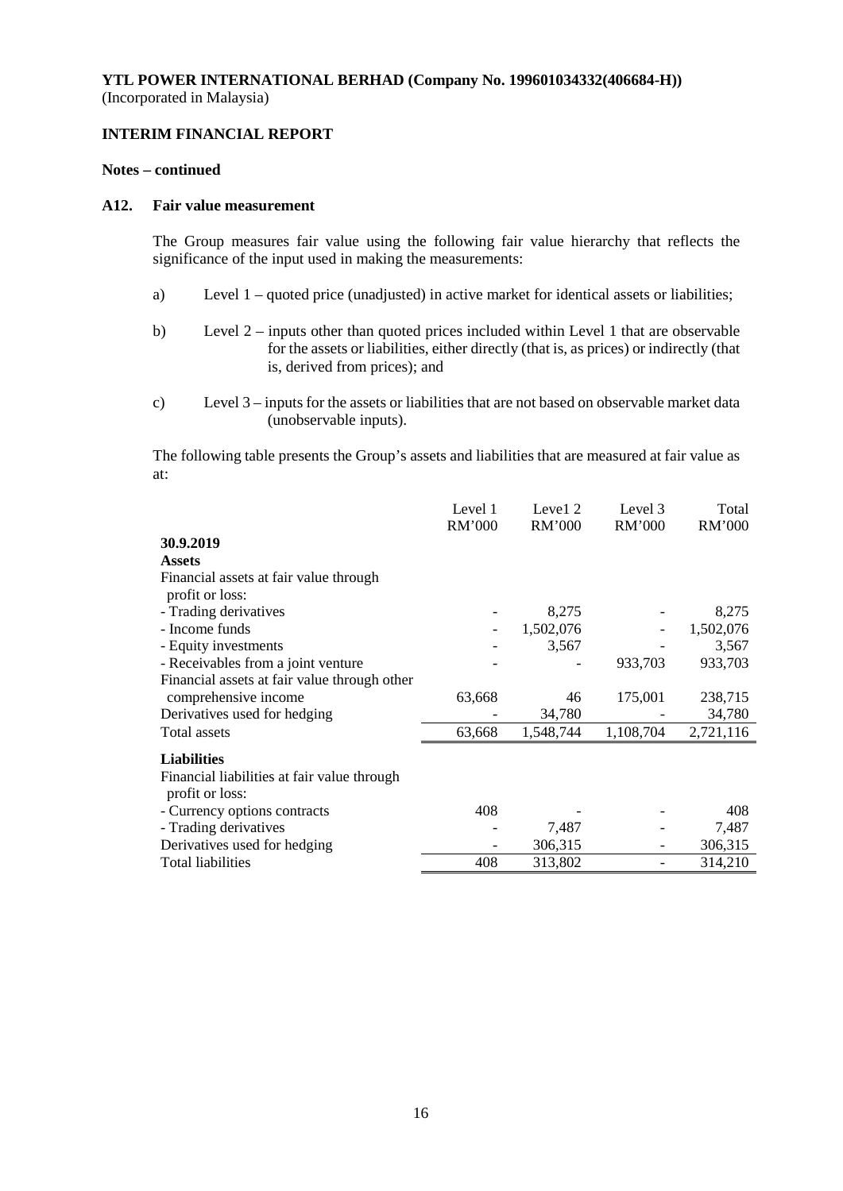**YTL POWER INTERNATIONAL BERHAD (Company No. 199601034332(406684-H))**
(Incorporated in Malaysia)

**INTERIM FINANCIAL REPORT**

**Notes – continued**

**A12. Fair value measurement**

The Group measures fair value using the following fair value hierarchy that reflects the significance of the input used in making the measurements:

a) Level 1 – quoted price (unadjusted) in active market for identical assets or liabilities;

b) Level 2 – inputs other than quoted prices included within Level 1 that are observable for the assets or liabilities, either directly (that is, as prices) or indirectly (that is, derived from prices); and

c) Level 3 – inputs for the assets or liabilities that are not based on observable market data (unobservable inputs).

The following table presents the Group's assets and liabilities that are measured at fair value as at:

| | Level 1<br>RM'000 | Level 2<br>RM'000 | Level 3<br>RM'000 | Total<br>RM'000 |
|---|---|---|---|---|
| **30.9.2019** | | | | |
| **Assets** | | | | |
| Financial assets at fair value through profit or loss: | | | | |
| - Trading derivatives | - | 8,275 | - | 8,275 |
| - Income funds | - | 1,502,076 | - | 1,502,076 |
| - Equity investments | - | 3,567 | - | 3,567 |
| - Receivables from a joint venture | - | - | 933,703 | 933,703 |
| Financial assets at fair value through other comprehensive income | 63,668 | 46 | 175,001 | 238,715 |
| Derivatives used for hedging | - | 34,780 | - | 34,780 |
| Total assets | 63,668 | 1,548,744 | 1,108,704 | 2,721,116 |
| **Liabilities** | | | | |
| Financial liabilities at fair value through profit or loss: | | | | |
| - Currency options contracts | 408 | - | - | 408 |
| - Trading derivatives | - | 7,487 | - | 7,487 |
| Derivatives used for hedging | - | 306,315 | - | 306,315 |
| Total liabilities | 408 | 313,802 | - | 314,210 |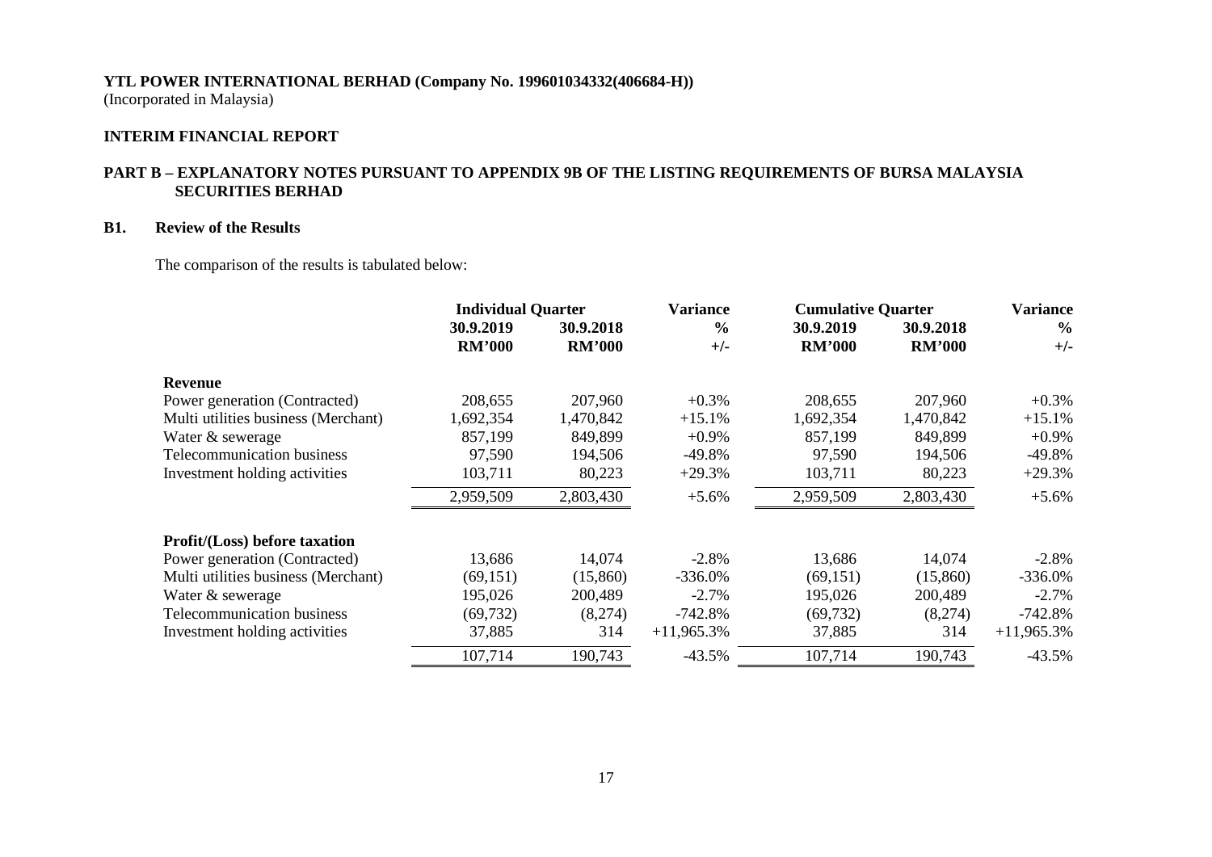**YTL POWER INTERNATIONAL BERHAD (Company No. 199601034332(406684-H))**
(Incorporated in Malaysia)

**INTERIM FINANCIAL REPORT**

## PART B – EXPLANATORY NOTES PURSUANT TO APPENDIX 9B OF THE LISTING REQUIREMENTS OF BURSA MALAYSIA SECURITIES BERHAD

### B1. Review of the Results

The comparison of the results is tabulated below:

| | Individual Quarter | | Variance | Cumulative Quarter | | Variance |
|---|---|---|---|---|---|---|
| | 30.9.2019 | 30.9.2018 | % | 30.9.2019 | 30.9.2018 | % |
| | RM'000 | RM'000 | +/- | RM'000 | RM'000 | +/- |
| **Revenue** | | | | | | |
| Power generation (Contracted) | 208,655 | 207,960 | +0.3% | 208,655 | 207,960 | +0.3% |
| Multi utilities business (Merchant) | 1,692,354 | 1,470,842 | +15.1% | 1,692,354 | 1,470,842 | +15.1% |
| Water & sewerage | 857,199 | 849,899 | +0.9% | 857,199 | 849,899 | +0.9% |
| Telecommunication business | 97,590 | 194,506 | -49.8% | 97,590 | 194,506 | -49.8% |
| Investment holding activities | 103,711 | 80,223 | +29.3% | 103,711 | 80,223 | +29.3% |
| | 2,959,509 | 2,803,430 | +5.6% | 2,959,509 | 2,803,430 | +5.6% |
| **Profit/(Loss) before taxation** | | | | | | |
| Power generation (Contracted) | 13,686 | 14,074 | -2.8% | 13,686 | 14,074 | -2.8% |
| Multi utilities business (Merchant) | (69,151) | (15,860) | -336.0% | (69,151) | (15,860) | -336.0% |
| Water & sewerage | 195,026 | 200,489 | -2.7% | 195,026 | 200,489 | -2.7% |
| Telecommunication business | (69,732) | (8,274) | -742.8% | (69,732) | (8,274) | -742.8% |
| Investment holding activities | 37,885 | 314 | +11,965.3% | 37,885 | 314 | +11,965.3% |
| | 107,714 | 190,743 | -43.5% | 107,714 | 190,743 | -43.5% |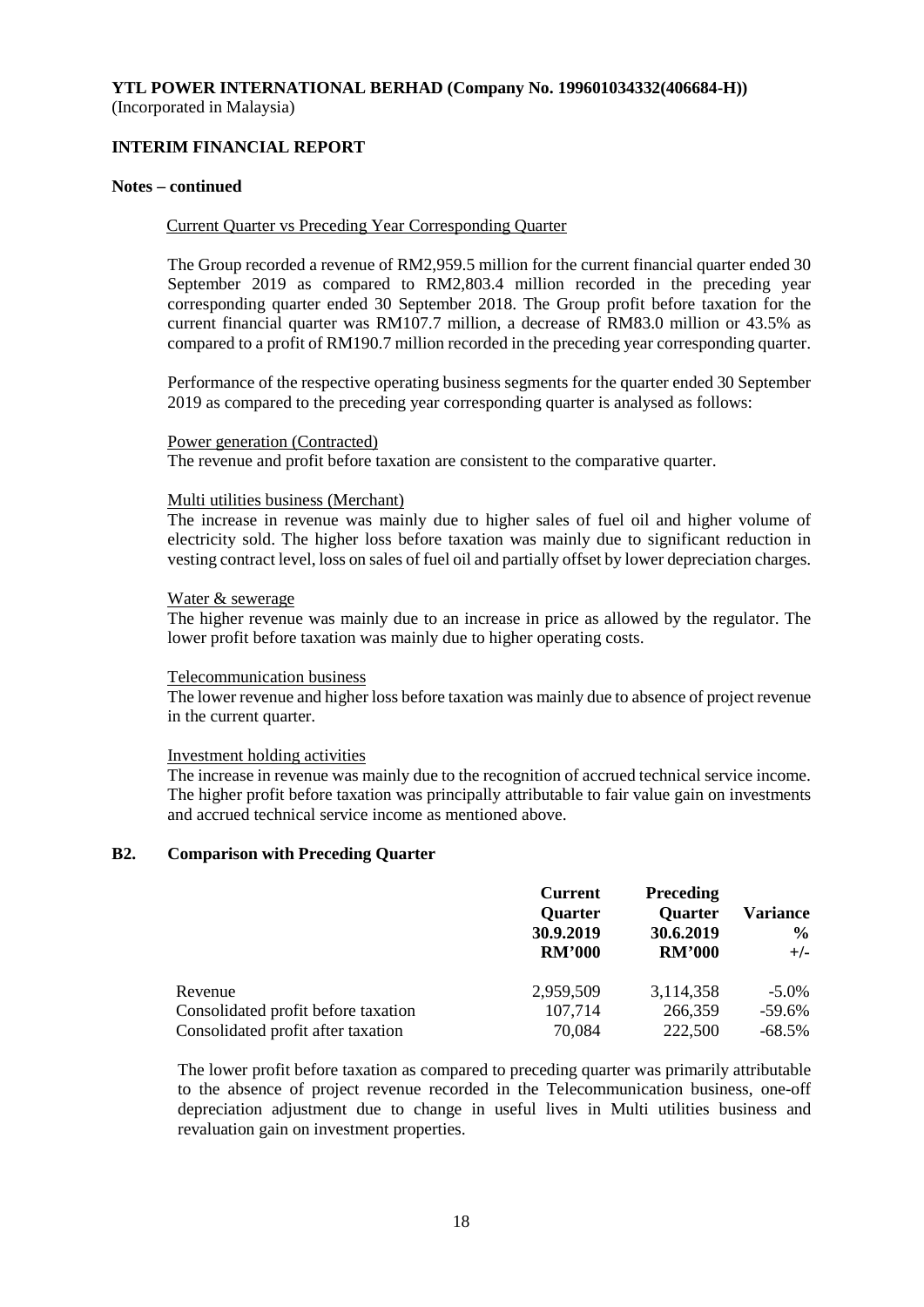**YTL POWER INTERNATIONAL BERHAD (Company No. 199601034332(406684-H))**
(Incorporated in Malaysia)

**INTERIM FINANCIAL REPORT**

**Notes – continued**

Current Quarter vs Preceding Year Corresponding Quarter

The Group recorded a revenue of RM2,959.5 million for the current financial quarter ended 30 September 2019 as compared to RM2,803.4 million recorded in the preceding year corresponding quarter ended 30 September 2018. The Group profit before taxation for the current financial quarter was RM107.7 million, a decrease of RM83.0 million or 43.5% as compared to a profit of RM190.7 million recorded in the preceding year corresponding quarter.

Performance of the respective operating business segments for the quarter ended 30 September 2019 as compared to the preceding year corresponding quarter is analysed as follows:

Power generation (Contracted)
The revenue and profit before taxation are consistent to the comparative quarter.

Multi utilities business (Merchant)
The increase in revenue was mainly due to higher sales of fuel oil and higher volume of electricity sold. The higher loss before taxation was mainly due to significant reduction in vesting contract level, loss on sales of fuel oil and partially offset by lower depreciation charges.

Water & sewerage
The higher revenue was mainly due to an increase in price as allowed by the regulator. The lower profit before taxation was mainly due to higher operating costs.

Telecommunication business
The lower revenue and higher loss before taxation was mainly due to absence of project revenue in the current quarter.

Investment holding activities
The increase in revenue was mainly due to the recognition of accrued technical service income. The higher profit before taxation was principally attributable to fair value gain on investments and accrued technical service income as mentioned above.

**B2. Comparison with Preceding Quarter**

| | Current Quarter 30.9.2019 RM'000 | Preceding Quarter 30.6.2019 RM'000 | Variance % +/- |
|---|---|---|---|
| Revenue | 2,959,509 | 3,114,358 | -5.0% |
| Consolidated profit before taxation | 107,714 | 266,359 | -59.6% |
| Consolidated profit after taxation | 70,084 | 222,500 | -68.5% |

The lower profit before taxation as compared to preceding quarter was primarily attributable to the absence of project revenue recorded in the Telecommunication business, one-off depreciation adjustment due to change in useful lives in Multi utilities business and revaluation gain on investment properties.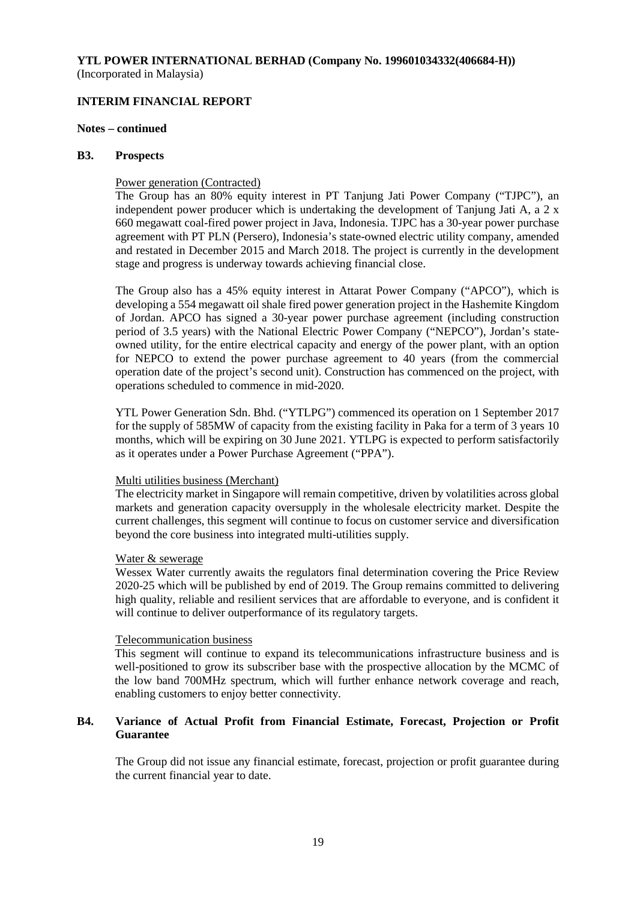**YTL POWER INTERNATIONAL BERHAD (Company No. 199601034332(406684-H))**
(Incorporated in Malaysia)

**INTERIM FINANCIAL REPORT**

**Notes – continued**

**B3. Prospects**

Power generation (Contracted)

The Group has an 80% equity interest in PT Tanjung Jati Power Company ("TJPC"), an independent power producer which is undertaking the development of Tanjung Jati A, a 2 x 660 megawatt coal-fired power project in Java, Indonesia. TJPC has a 30-year power purchase agreement with PT PLN (Persero), Indonesia's state-owned electric utility company, amended and restated in December 2015 and March 2018. The project is currently in the development stage and progress is underway towards achieving financial close.

The Group also has a 45% equity interest in Attarat Power Company ("APCO"), which is developing a 554 megawatt oil shale fired power generation project in the Hashemite Kingdom of Jordan. APCO has signed a 30-year power purchase agreement (including construction period of 3.5 years) with the National Electric Power Company ("NEPCO"), Jordan's state-owned utility, for the entire electrical capacity and energy of the power plant, with an option for NEPCO to extend the power purchase agreement to 40 years (from the commercial operation date of the project's second unit). Construction has commenced on the project, with operations scheduled to commence in mid-2020.

YTL Power Generation Sdn. Bhd. ("YTLPG") commenced its operation on 1 September 2017 for the supply of 585MW of capacity from the existing facility in Paka for a term of 3 years 10 months, which will be expiring on 30 June 2021. YTLPG is expected to perform satisfactorily as it operates under a Power Purchase Agreement ("PPA").

Multi utilities business (Merchant)

The electricity market in Singapore will remain competitive, driven by volatilities across global markets and generation capacity oversupply in the wholesale electricity market. Despite the current challenges, this segment will continue to focus on customer service and diversification beyond the core business into integrated multi-utilities supply.

Water & sewerage

Wessex Water currently awaits the regulators final determination covering the Price Review 2020-25 which will be published by end of 2019. The Group remains committed to delivering high quality, reliable and resilient services that are affordable to everyone, and is confident it will continue to deliver outperformance of its regulatory targets.

Telecommunication business

This segment will continue to expand its telecommunications infrastructure business and is well-positioned to grow its subscriber base with the prospective allocation by the MCMC of the low band 700MHz spectrum, which will further enhance network coverage and reach, enabling customers to enjoy better connectivity.

**B4. Variance of Actual Profit from Financial Estimate, Forecast, Projection or Profit Guarantee**

The Group did not issue any financial estimate, forecast, projection or profit guarantee during the current financial year to date.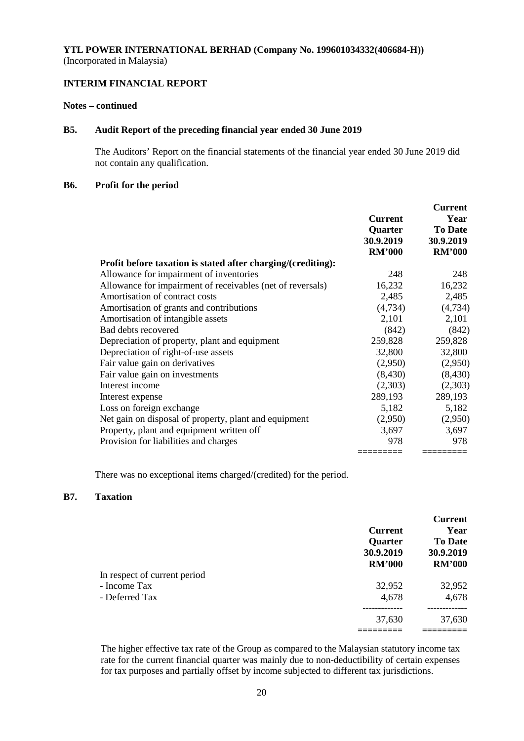**YTL POWER INTERNATIONAL BERHAD (Company No. 199601034332(406684-H))**
(Incorporated in Malaysia)

**INTERIM FINANCIAL REPORT**

**Notes – continued**

## B5. Audit Report of the preceding financial year ended 30 June 2019

The Auditors' Report on the financial statements of the financial year ended 30 June 2019 did not contain any qualification.

## B6. Profit for the period

| | Current Quarter 30.9.2019 RM'000 | Current Year To Date 30.9.2019 RM'000 |
|---|---|---|
| **Profit before taxation is stated after charging/(crediting):** | | |
| Allowance for impairment of inventories | 248 | 248 |
| Allowance for impairment of receivables (net of reversals) | 16,232 | 16,232 |
| Amortisation of contract costs | 2,485 | 2,485 |
| Amortisation of grants and contributions | (4,734) | (4,734) |
| Amortisation of intangible assets | 2,101 | 2,101 |
| Bad debts recovered | (842) | (842) |
| Depreciation of property, plant and equipment | 259,828 | 259,828 |
| Depreciation of right-of-use assets | 32,800 | 32,800 |
| Fair value gain on derivatives | (2,950) | (2,950) |
| Fair value gain on investments | (8,430) | (8,430) |
| Interest income | (2,303) | (2,303) |
| Interest expense | 289,193 | 289,193 |
| Loss on foreign exchange | 5,182 | 5,182 |
| Net gain on disposal of property, plant and equipment | (2,950) | (2,950) |
| Property, plant and equipment written off | 3,697 | 3,697 |
| Provision for liabilities and charges | 978 | 978 |

There was no exceptional items charged/(credited) for the period.

## B7. Taxation

| | Current Quarter 30.9.2019 RM'000 | Current Year To Date 30.9.2019 RM'000 |
|---|---|---|
| In respect of current period | | |
| - Income Tax | 32,952 | 32,952 |
| - Deferred Tax | 4,678 | 4,678 |
| | 37,630 | 37,630 |

The higher effective tax rate of the Group as compared to the Malaysian statutory income tax rate for the current financial quarter was mainly due to non-deductibility of certain expenses for tax purposes and partially offset by income subjected to different tax jurisdictions.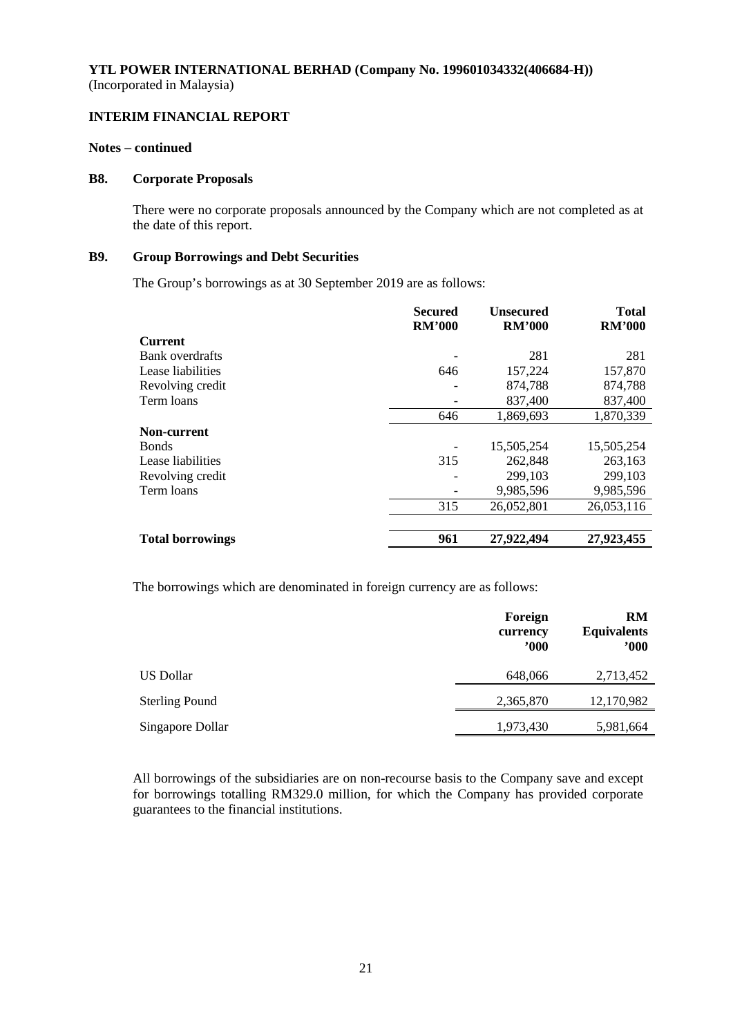**YTL POWER INTERNATIONAL BERHAD (Company No. 199601034332(406684-H))**
(Incorporated in Malaysia)

**INTERIM FINANCIAL REPORT**

**Notes – continued**

## B8. Corporate Proposals

There were no corporate proposals announced by the Company which are not completed as at the date of this report.

## B9. Group Borrowings and Debt Securities

The Group's borrowings as at 30 September 2019 are as follows:

| | Secured RM'000 | Unsecured RM'000 | Total RM'000 |
|---|---|---|---|
| **Current** | | | |
| Bank overdrafts | - | 281 | 281 |
| Lease liabilities | 646 | 157,224 | 157,870 |
| Revolving credit | - | 874,788 | 874,788 |
| Term loans | - | 837,400 | 837,400 |
| | 646 | 1,869,693 | 1,870,339 |
| **Non-current** | | | |
| Bonds | - | 15,505,254 | 15,505,254 |
| Lease liabilities | 315 | 262,848 | 263,163 |
| Revolving credit | - | 299,103 | 299,103 |
| Term loans | - | 9,985,596 | 9,985,596 |
| | 315 | 26,052,801 | 26,053,116 |
| **Total borrowings** | **961** | **27,922,494** | **27,923,455** |

The borrowings which are denominated in foreign currency are as follows:

| | Foreign currency '000 | RM Equivalents '000 |
|---|---|---|
| US Dollar | 648,066 | 2,713,452 |
| Sterling Pound | 2,365,870 | 12,170,982 |
| Singapore Dollar | 1,973,430 | 5,981,664 |

All borrowings of the subsidiaries are on non-recourse basis to the Company save and except for borrowings totalling RM329.0 million, for which the Company has provided corporate guarantees to the financial institutions.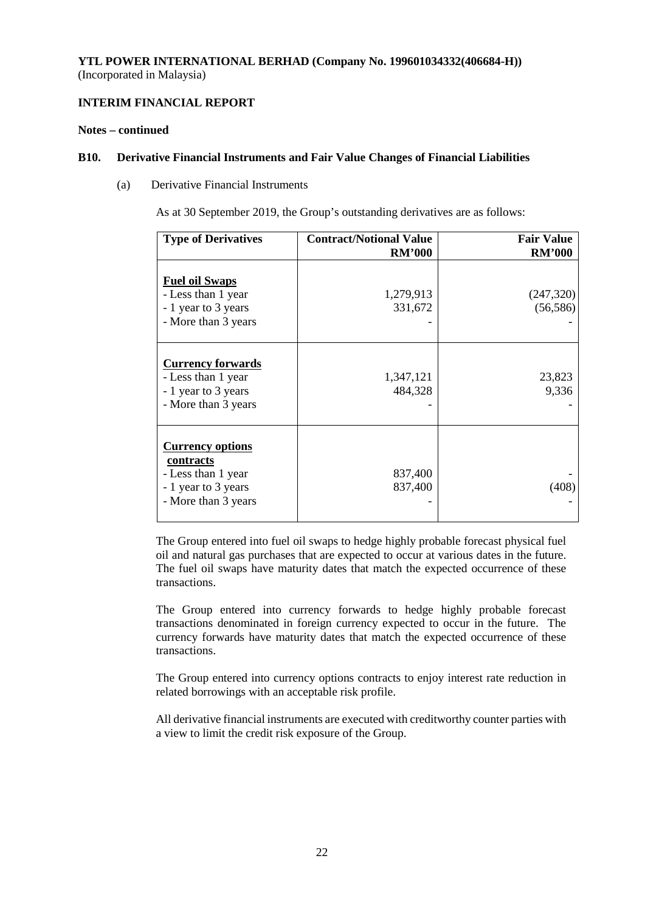**YTL POWER INTERNATIONAL BERHAD (Company No. 199601034332(406684-H))**
(Incorporated in Malaysia)

**INTERIM FINANCIAL REPORT**

**Notes – continued**

**B10. Derivative Financial Instruments and Fair Value Changes of Financial Liabilities**

(a) Derivative Financial Instruments

As at 30 September 2019, the Group's outstanding derivatives are as follows:

| Type of Derivatives | Contract/Notional Value RM'000 | Fair Value RM'000 |
|---|---|---|
| **Fuel oil Swaps** | | |
| - Less than 1 year | 1,279,913 | (247,320) |
| - 1 year to 3 years | 331,672 | (56,586) |
| - More than 3 years | - | - |
| **Currency forwards** | | |
| - Less than 1 year | 1,347,121 | 23,823 |
| - 1 year to 3 years | 484,328 | 9,336 |
| - More than 3 years | - | - |
| **Currency options contracts** | | |
| - Less than 1 year | 837,400 | - |
| - 1 year to 3 years | 837,400 | (408) |
| - More than 3 years | - | - |

The Group entered into fuel oil swaps to hedge highly probable forecast physical fuel oil and natural gas purchases that are expected to occur at various dates in the future. The fuel oil swaps have maturity dates that match the expected occurrence of these transactions.

The Group entered into currency forwards to hedge highly probable forecast transactions denominated in foreign currency expected to occur in the future. The currency forwards have maturity dates that match the expected occurrence of these transactions.

The Group entered into currency options contracts to enjoy interest rate reduction in related borrowings with an acceptable risk profile.

All derivative financial instruments are executed with creditworthy counter parties with a view to limit the credit risk exposure of the Group.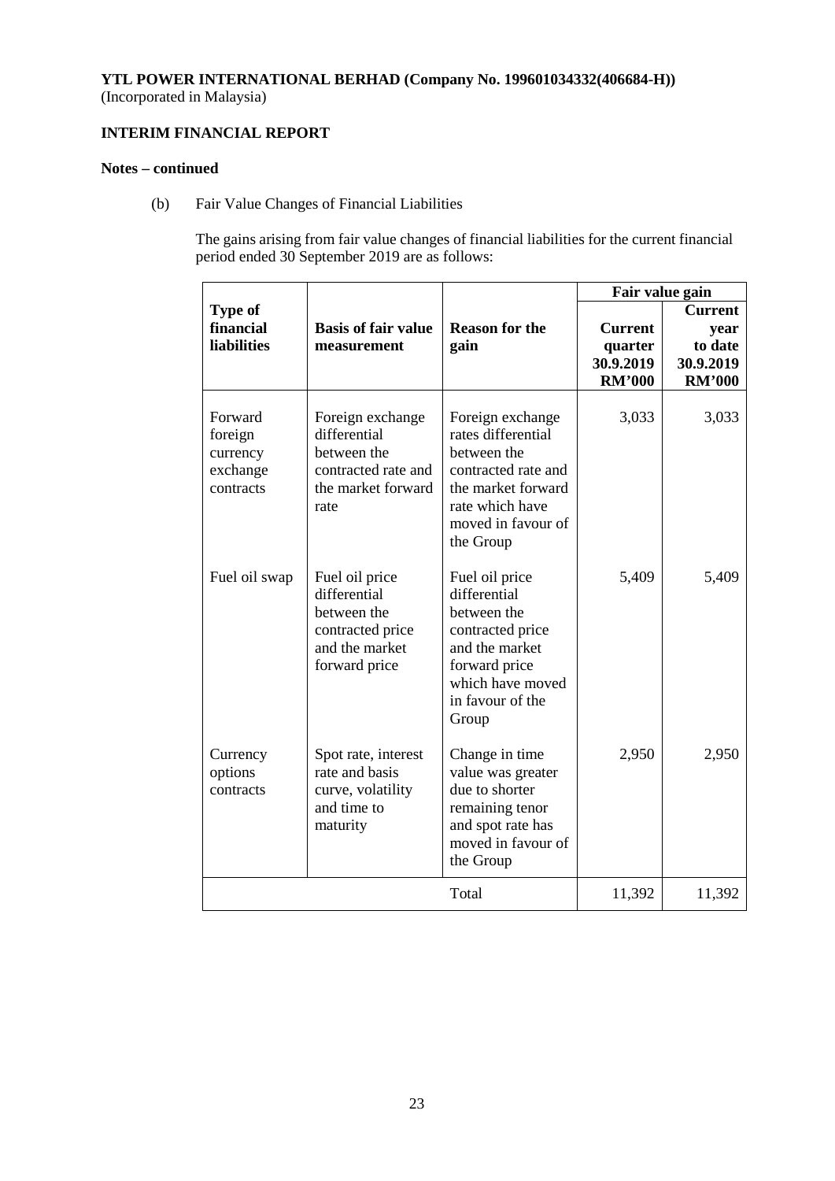**YTL POWER INTERNATIONAL BERHAD (Company No. 199601034332(406684-H))**
(Incorporated in Malaysia)

**INTERIM FINANCIAL REPORT**

**Notes – continued**

(b) Fair Value Changes of Financial Liabilities

The gains arising from fair value changes of financial liabilities for the current financial period ended 30 September 2019 are as follows:

| **Type of financial liabilities** | **Basis of fair value measurement** | **Reason for the gain** | **Fair value gain** | |
|---|---|---|---|---|
| | | | **Current quarter 30.9.2019 RM'000** | **Current year to date 30.9.2019 RM'000** |
| Forward foreign currency exchange contracts | Foreign exchange differential between the contracted rate and the market forward rate | Foreign exchange rates differential between the contracted rate and the market forward rate which have moved in favour of the Group | 3,033 | 3,033 |
| Fuel oil swap | Fuel oil price differential between the contracted price and the market forward price | Fuel oil price differential between the contracted price and the market forward price which have moved in favour of the Group | 5,409 | 5,409 |
| Currency options contracts | Spot rate, interest rate and basis curve, volatility and time to maturity | Change in time value was greater due to shorter remaining tenor and spot rate has moved in favour of the Group | 2,950 | 2,950 |
| | | Total | 11,392 | 11,392 |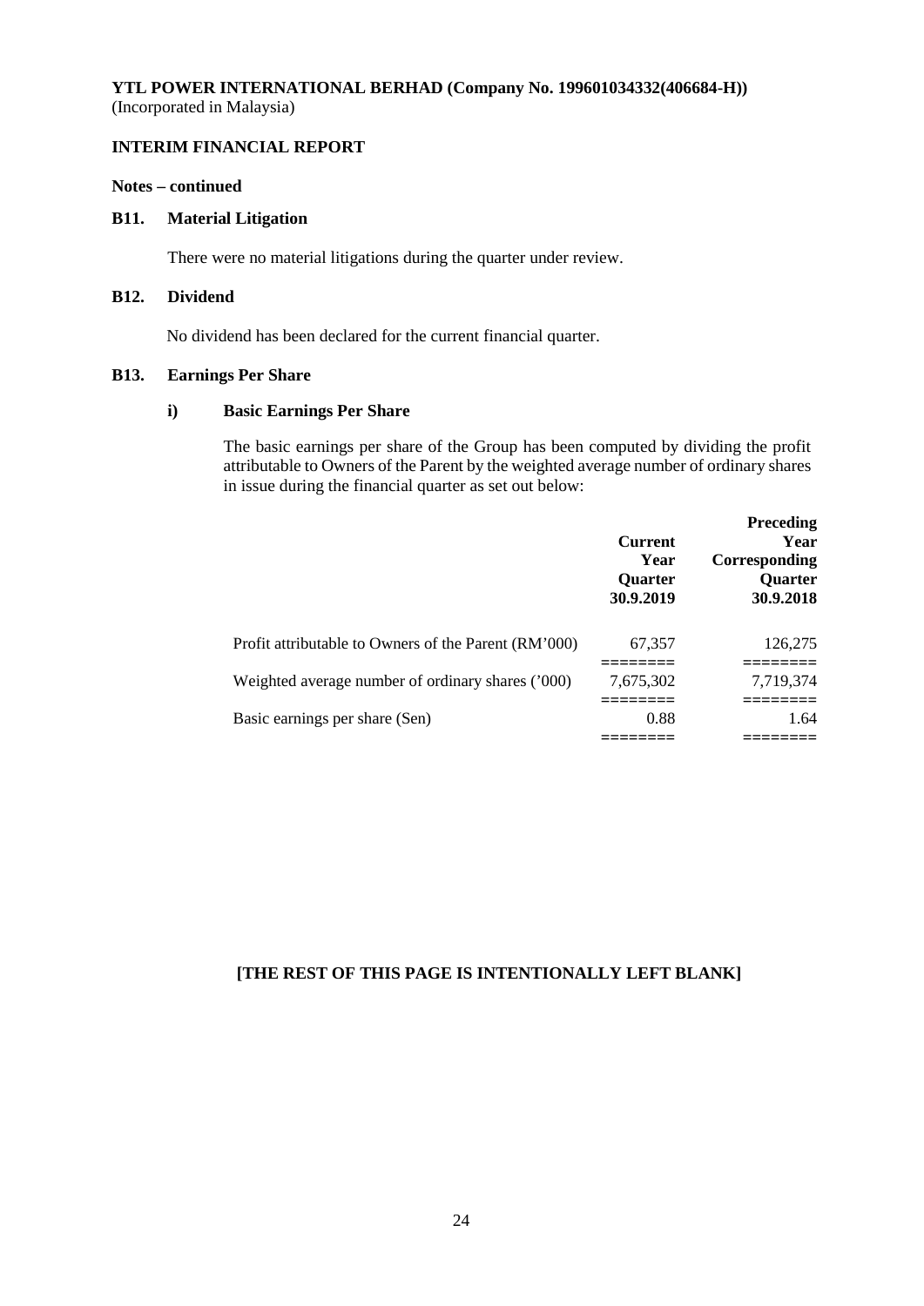**YTL POWER INTERNATIONAL BERHAD (Company No. 199601034332(406684-H))**
(Incorporated in Malaysia)

**INTERIM FINANCIAL REPORT**

**Notes – continued**

**B11. Material Litigation**

There were no material litigations during the quarter under review.

**B12. Dividend**

No dividend has been declared for the current financial quarter.

**B13. Earnings Per Share**

**i) Basic Earnings Per Share**

The basic earnings per share of the Group has been computed by dividing the profit attributable to Owners of the Parent by the weighted average number of ordinary shares in issue during the financial quarter as set out below:

| | Current Year Quarter 30.9.2019 | Preceding Year Corresponding Quarter 30.9.2018 |
|---|---|---|
| Profit attributable to Owners of the Parent (RM'000) | 67,357 | 126,275 |
| Weighted average number of ordinary shares ('000) | 7,675,302 | 7,719,374 |
| Basic earnings per share (Sen) | 0.88 | 1.64 |

**[THE REST OF THIS PAGE IS INTENTIONALLY LEFT BLANK]**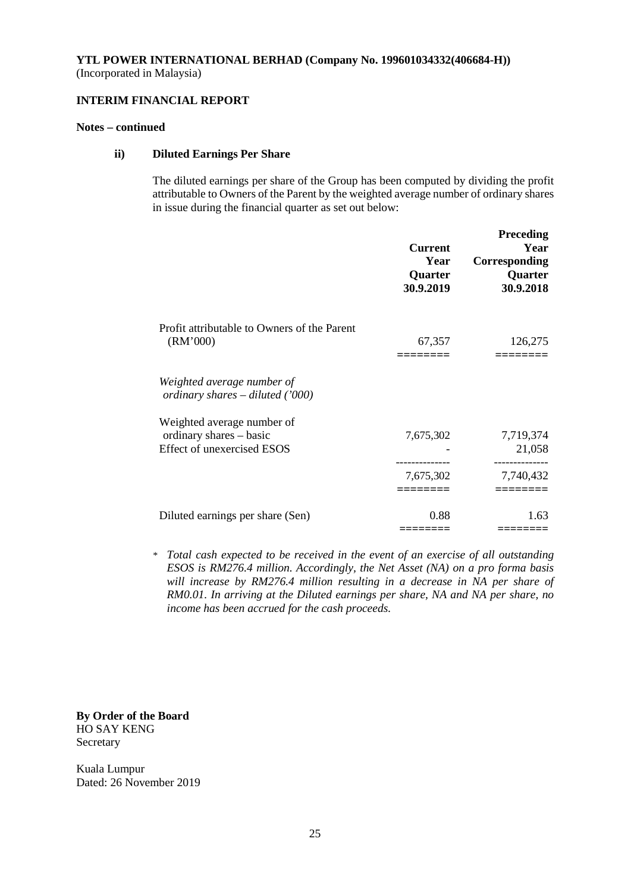**YTL POWER INTERNATIONAL BERHAD (Company No. 199601034332(406684-H))**
(Incorporated in Malaysia)

**INTERIM FINANCIAL REPORT**

**Notes – continued**

**ii) Diluted Earnings Per Share**

The diluted earnings per share of the Group has been computed by dividing the profit attributable to Owners of the Parent by the weighted average number of ordinary shares in issue during the financial quarter as set out below:

| | **Current Year Quarter 30.9.2019** | **Preceding Year Corresponding Quarter 30.9.2018** |
|---|---|---|
| Profit attributable to Owners of the Parent (RM'000) | 67,357 | 126,275 |
| *Weighted average number of ordinary shares – diluted ('000)* | | |
| Weighted average number of ordinary shares – basic | 7,675,302 | 7,719,374 |
| Effect of unexercised ESOS | - | 21,058 |
| | 7,675,302 | 7,740,432 |
| Diluted earnings per share (Sen) | 0.88 | 1.63 |

\* *Total cash expected to be received in the event of an exercise of all outstanding ESOS is RM276.4 million. Accordingly, the Net Asset (NA) on a pro forma basis will increase by RM276.4 million resulting in a decrease in NA per share of RM0.01. In arriving at the Diluted earnings per share, NA and NA per share, no income has been accrued for the cash proceeds.*

**By Order of the Board**
HO SAY KENG
Secretary

Kuala Lumpur
Dated: 26 November 2019